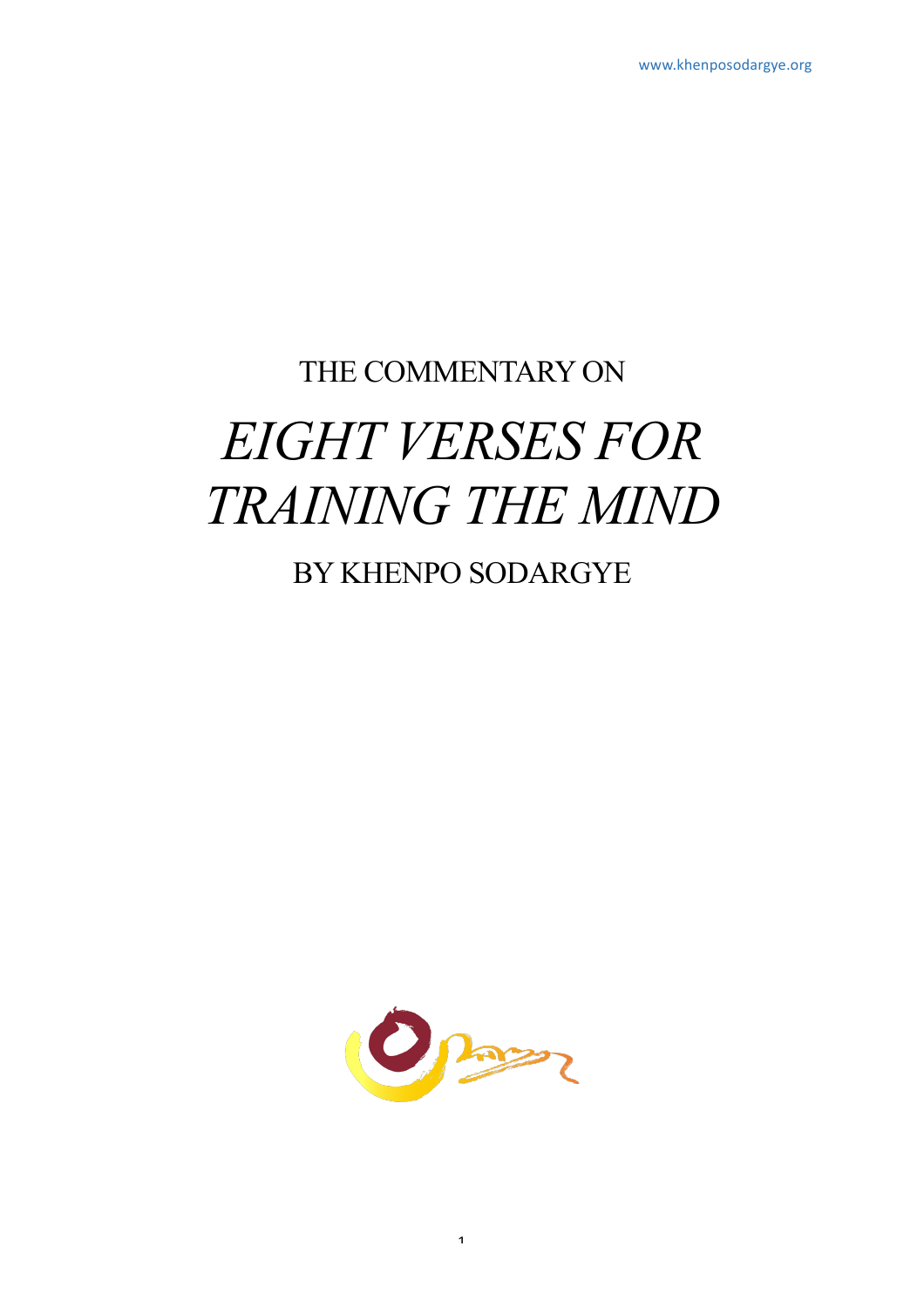THE COMMENTARY ON

# *EIGHT VERSES FOR TRAINING THE MIND*

BY KHENPO SODARGYE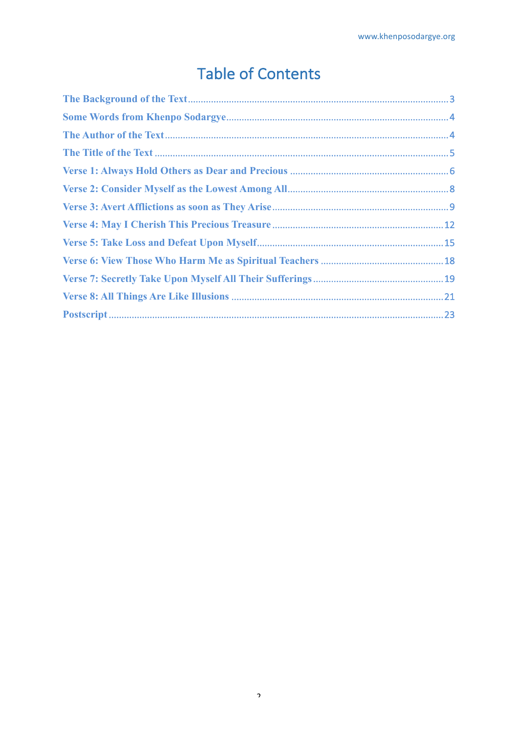# Table of Contents

- The Background of the Text ... 3
- Some Words from Khenpo Sodargye ... 4
- The Author of the Text ... 4
- The Title of the Text ... 5
- Verse 1: Always Hold Others as Dear and Precious ... 6
- Verse 2: Consider Myself as the Lowest Among All ... 8
- Verse 3: Avert Afflictions as soon as They Arise ... 9
- Verse 4: May I Cherish This Precious Treasure ... 12
- Verse 5: Take Loss and Defeat Upon Myself ... 15
- Verse 6: View Those Who Harm Me as Spiritual Teachers ... 18
- Verse 7: Secretly Take Upon Myself All Their Sufferings ... 19
- Verse 8: All Things Are Like Illusions ... 21
- Postscript ... 23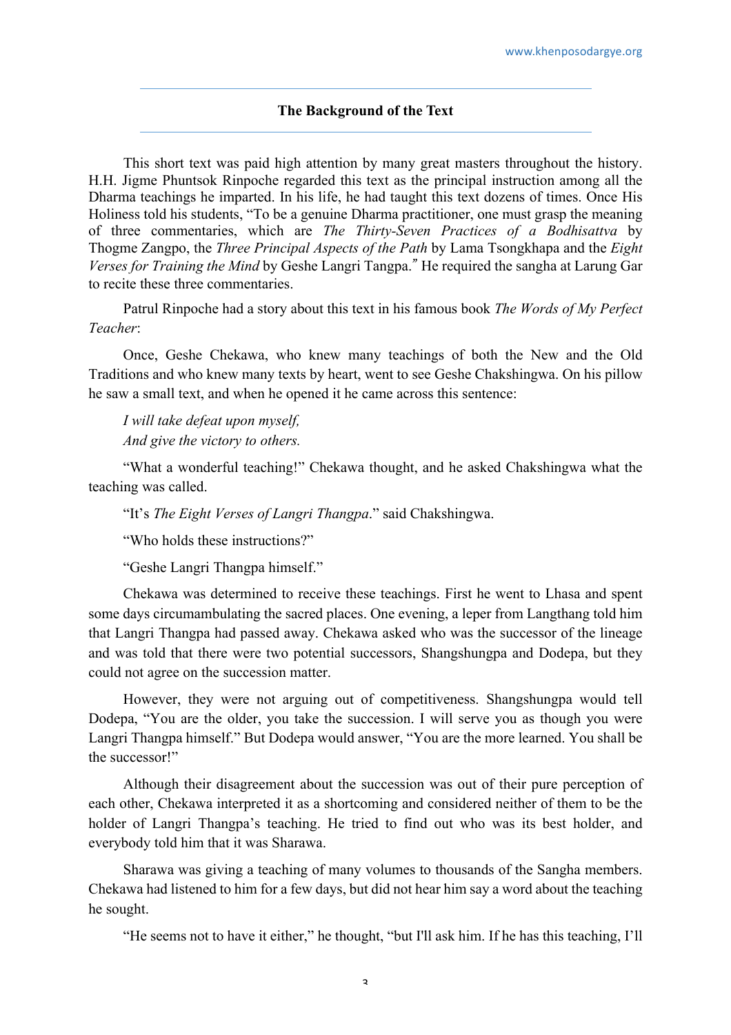## The Background of the Text

This short text was paid high attention by many great masters throughout the history. H.H. Jigme Phuntsok Rinpoche regarded this text as the principal instruction among all the Dharma teachings he imparted. In his life, he had taught this text dozens of times. Once His Holiness told his students, "To be a genuine Dharma practitioner, one must grasp the meaning of three commentaries, which are *The Thirty-Seven Practices of a Bodhisattva* by Thogme Zangpo, the *Three Principal Aspects of the Path* by Lama Tsongkhapa and the *Eight Verses for Training the Mind* by Geshe Langri Tangpa." He required the sangha at Larung Gar to recite these three commentaries.

Patrul Rinpoche had a story about this text in his famous book *The Words of My Perfect Teacher*:

Once, Geshe Chekawa, who knew many teachings of both the New and the Old Traditions and who knew many texts by heart, went to see Geshe Chakshingwa. On his pillow he saw a small text, and when he opened it he came across this sentence:

*I will take defeat upon myself,*
*And give the victory to others.*

"What a wonderful teaching!" Chekawa thought, and he asked Chakshingwa what the teaching was called.

"It's *The Eight Verses of Langri Thangpa*." said Chakshingwa.

"Who holds these instructions?"

"Geshe Langri Thangpa himself."

Chekawa was determined to receive these teachings. First he went to Lhasa and spent some days circumambulating the sacred places. One evening, a leper from Langthang told him that Langri Thangpa had passed away. Chekawa asked who was the successor of the lineage and was told that there were two potential successors, Shangshungpa and Dodepa, but they could not agree on the succession matter.

However, they were not arguing out of competitiveness. Shangshungpa would tell Dodepa, "You are the older, you take the succession. I will serve you as though you were Langri Thangpa himself." But Dodepa would answer, "You are the more learned. You shall be the successor!"

Although their disagreement about the succession was out of their pure perception of each other, Chekawa interpreted it as a shortcoming and considered neither of them to be the holder of Langri Thangpa's teaching. He tried to find out who was its best holder, and everybody told him that it was Sharawa.

Sharawa was giving a teaching of many volumes to thousands of the Sangha members. Chekawa had listened to him for a few days, but did not hear him say a word about the teaching he sought.

"He seems not to have it either," he thought, "but I'll ask him. If he has this teaching, I'll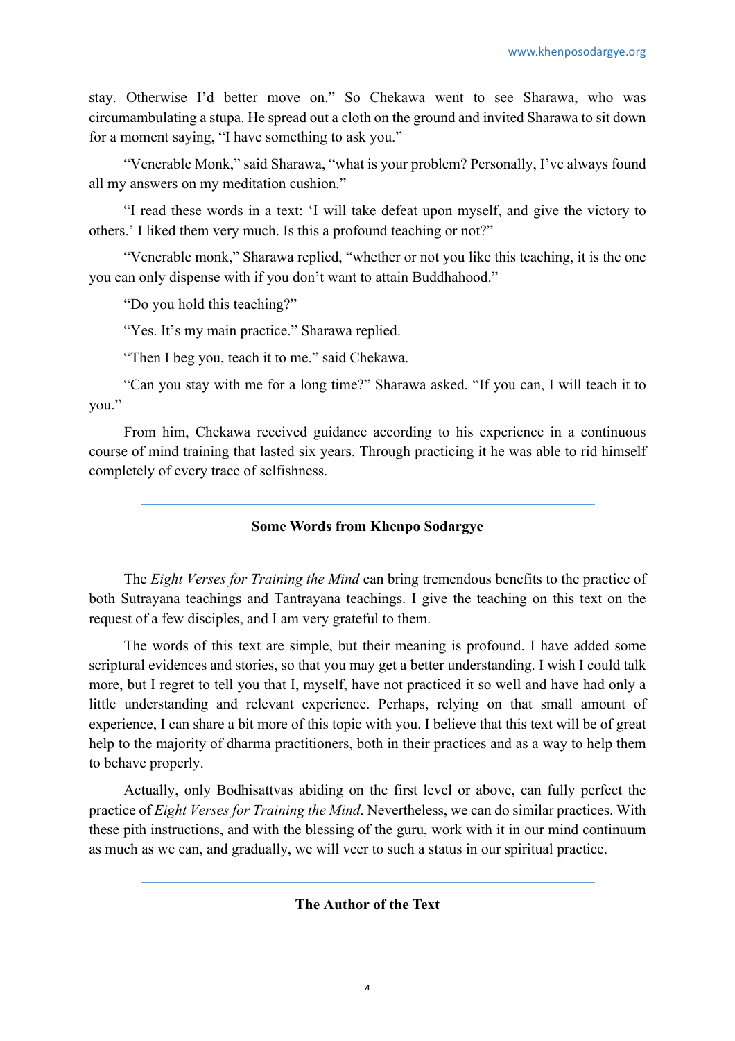stay. Otherwise I'd better move on." So Chekawa went to see Sharawa, who was circumambulating a stupa. He spread out a cloth on the ground and invited Sharawa to sit down for a moment saying, "I have something to ask you."

"Venerable Monk," said Sharawa, "what is your problem? Personally, I've always found all my answers on my meditation cushion."

"I read these words in a text: 'I will take defeat upon myself, and give the victory to others.' I liked them very much. Is this a profound teaching or not?"

"Venerable monk," Sharawa replied, "whether or not you like this teaching, it is the one you can only dispense with if you don't want to attain Buddhahood."

"Do you hold this teaching?"

"Yes. It's my main practice." Sharawa replied.

"Then I beg you, teach it to me." said Chekawa.

"Can you stay with me for a long time?" Sharawa asked. "If you can, I will teach it to you."

From him, Chekawa received guidance according to his experience in a continuous course of mind training that lasted six years. Through practicing it he was able to rid himself completely of every trace of selfishness.

## Some Words from Khenpo Sodargye

The *Eight Verses for Training the Mind* can bring tremendous benefits to the practice of both Sutrayana teachings and Tantrayana teachings. I give the teaching on this text on the request of a few disciples, and I am very grateful to them.

The words of this text are simple, but their meaning is profound. I have added some scriptural evidences and stories, so that you may get a better understanding. I wish I could talk more, but I regret to tell you that I, myself, have not practiced it so well and have had only a little understanding and relevant experience. Perhaps, relying on that small amount of experience, I can share a bit more of this topic with you. I believe that this text will be of great help to the majority of dharma practitioners, both in their practices and as a way to help them to behave properly.

Actually, only Bodhisattvas abiding on the first level or above, can fully perfect the practice of *Eight Verses for Training the Mind*. Nevertheless, we can do similar practices. With these pith instructions, and with the blessing of the guru, work with it in our mind continuum as much as we can, and gradually, we will veer to such a status in our spiritual practice.

## The Author of the Text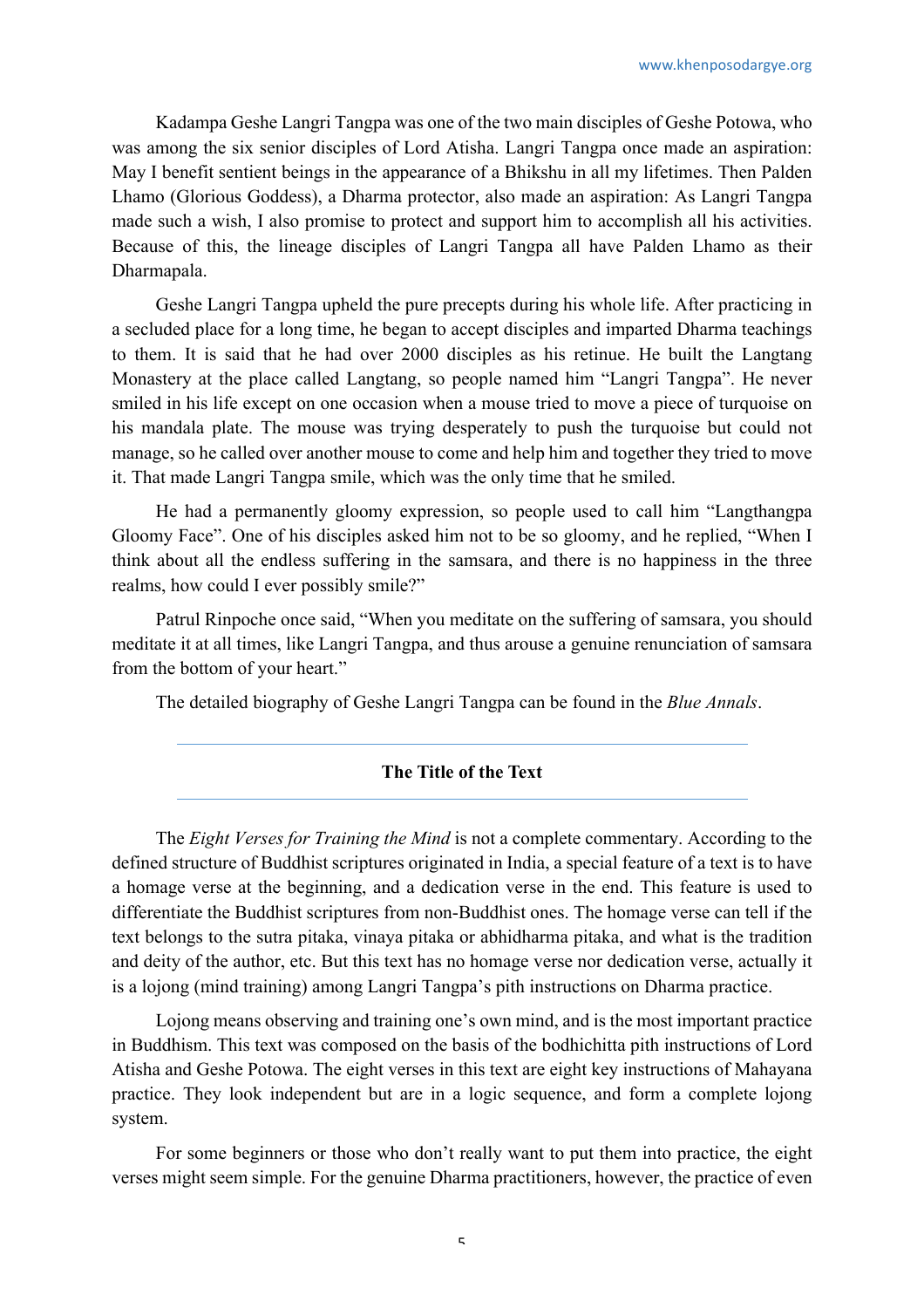Kadampa Geshe Langri Tangpa was one of the two main disciples of Geshe Potowa, who was among the six senior disciples of Lord Atisha. Langri Tangpa once made an aspiration: May I benefit sentient beings in the appearance of a Bhikshu in all my lifetimes. Then Palden Lhamo (Glorious Goddess), a Dharma protector, also made an aspiration: As Langri Tangpa made such a wish, I also promise to protect and support him to accomplish all his activities. Because of this, the lineage disciples of Langri Tangpa all have Palden Lhamo as their Dharmapala.

Geshe Langri Tangpa upheld the pure precepts during his whole life. After practicing in a secluded place for a long time, he began to accept disciples and imparted Dharma teachings to them. It is said that he had over 2000 disciples as his retinue. He built the Langtang Monastery at the place called Langtang, so people named him "Langri Tangpa". He never smiled in his life except on one occasion when a mouse tried to move a piece of turquoise on his mandala plate. The mouse was trying desperately to push the turquoise but could not manage, so he called over another mouse to come and help him and together they tried to move it. That made Langri Tangpa smile, which was the only time that he smiled.

He had a permanently gloomy expression, so people used to call him "Langthangpa Gloomy Face". One of his disciples asked him not to be so gloomy, and he replied, "When I think about all the endless suffering in the samsara, and there is no happiness in the three realms, how could I ever possibly smile?"

Patrul Rinpoche once said, "When you meditate on the suffering of samsara, you should meditate it at all times, like Langri Tangpa, and thus arouse a genuine renunciation of samsara from the bottom of your heart."

The detailed biography of Geshe Langri Tangpa can be found in the *Blue Annals*.

## The Title of the Text

The *Eight Verses for Training the Mind* is not a complete commentary. According to the defined structure of Buddhist scriptures originated in India, a special feature of a text is to have a homage verse at the beginning, and a dedication verse in the end. This feature is used to differentiate the Buddhist scriptures from non-Buddhist ones. The homage verse can tell if the text belongs to the sutra pitaka, vinaya pitaka or abhidharma pitaka, and what is the tradition and deity of the author, etc. But this text has no homage verse nor dedication verse, actually it is a lojong (mind training) among Langri Tangpa's pith instructions on Dharma practice.

Lojong means observing and training one's own mind, and is the most important practice in Buddhism. This text was composed on the basis of the bodhichitta pith instructions of Lord Atisha and Geshe Potowa. The eight verses in this text are eight key instructions of Mahayana practice. They look independent but are in a logic sequence, and form a complete lojong system.

For some beginners or those who don't really want to put them into practice, the eight verses might seem simple. For the genuine Dharma practitioners, however, the practice of even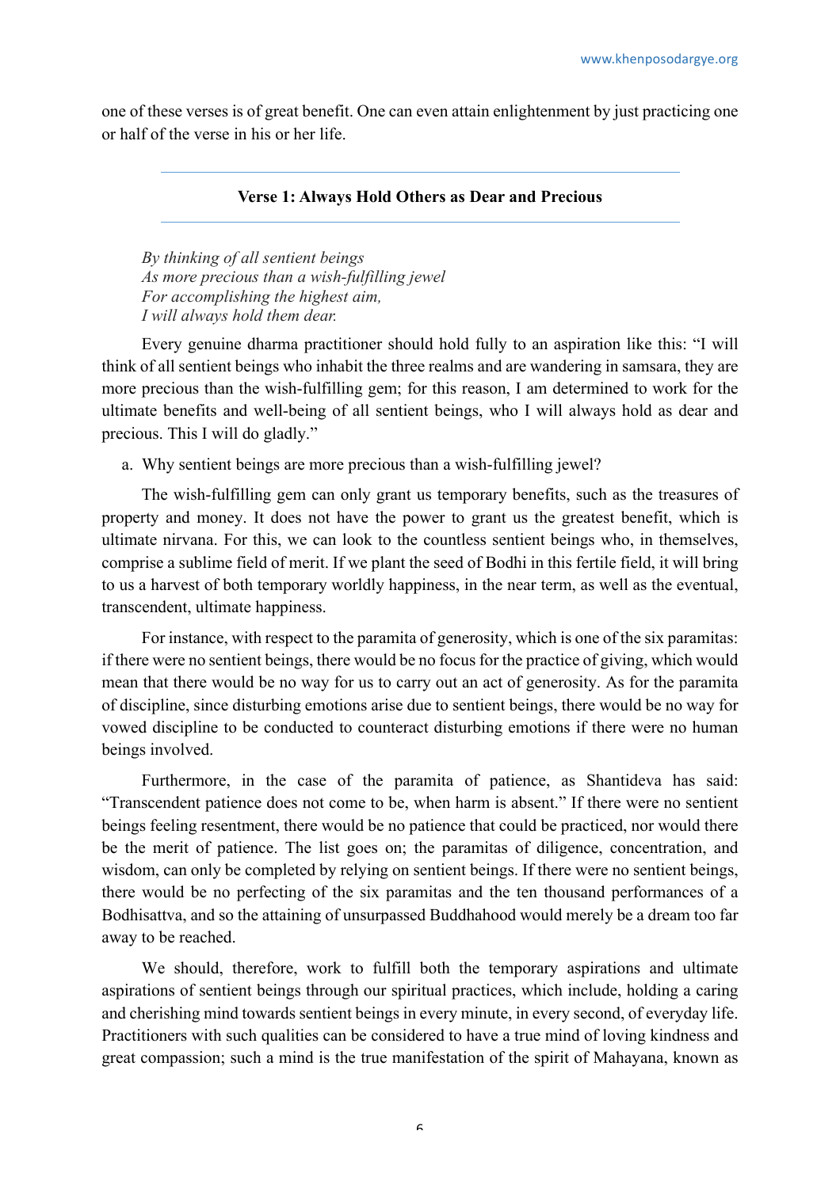one of these verses is of great benefit. One can even attain enlightenment by just practicing one or half of the verse in his or her life.

### Verse 1: Always Hold Others as Dear and Precious

*By thinking of all sentient beings*
*As more precious than a wish-fulfilling jewel*
*For accomplishing the highest aim,*
*I will always hold them dear.*

Every genuine dharma practitioner should hold fully to an aspiration like this: "I will think of all sentient beings who inhabit the three realms and are wandering in samsara, they are more precious than the wish-fulfilling gem; for this reason, I am determined to work for the ultimate benefits and well-being of all sentient beings, who I will always hold as dear and precious. This I will do gladly."

a. Why sentient beings are more precious than a wish-fulfilling jewel?

The wish-fulfilling gem can only grant us temporary benefits, such as the treasures of property and money. It does not have the power to grant us the greatest benefit, which is ultimate nirvana. For this, we can look to the countless sentient beings who, in themselves, comprise a sublime field of merit. If we plant the seed of Bodhi in this fertile field, it will bring to us a harvest of both temporary worldly happiness, in the near term, as well as the eventual, transcendent, ultimate happiness.

For instance, with respect to the paramita of generosity, which is one of the six paramitas: if there were no sentient beings, there would be no focus for the practice of giving, which would mean that there would be no way for us to carry out an act of generosity. As for the paramita of discipline, since disturbing emotions arise due to sentient beings, there would be no way for vowed discipline to be conducted to counteract disturbing emotions if there were no human beings involved.

Furthermore, in the case of the paramita of patience, as Shantideva has said: "Transcendent patience does not come to be, when harm is absent." If there were no sentient beings feeling resentment, there would be no patience that could be practiced, nor would there be the merit of patience. The list goes on; the paramitas of diligence, concentration, and wisdom, can only be completed by relying on sentient beings. If there were no sentient beings, there would be no perfecting of the six paramitas and the ten thousand performances of a Bodhisattva, and so the attaining of unsurpassed Buddhahood would merely be a dream too far away to be reached.

We should, therefore, work to fulfill both the temporary aspirations and ultimate aspirations of sentient beings through our spiritual practices, which include, holding a caring and cherishing mind towards sentient beings in every minute, in every second, of everyday life. Practitioners with such qualities can be considered to have a true mind of loving kindness and great compassion; such a mind is the true manifestation of the spirit of Mahayana, known as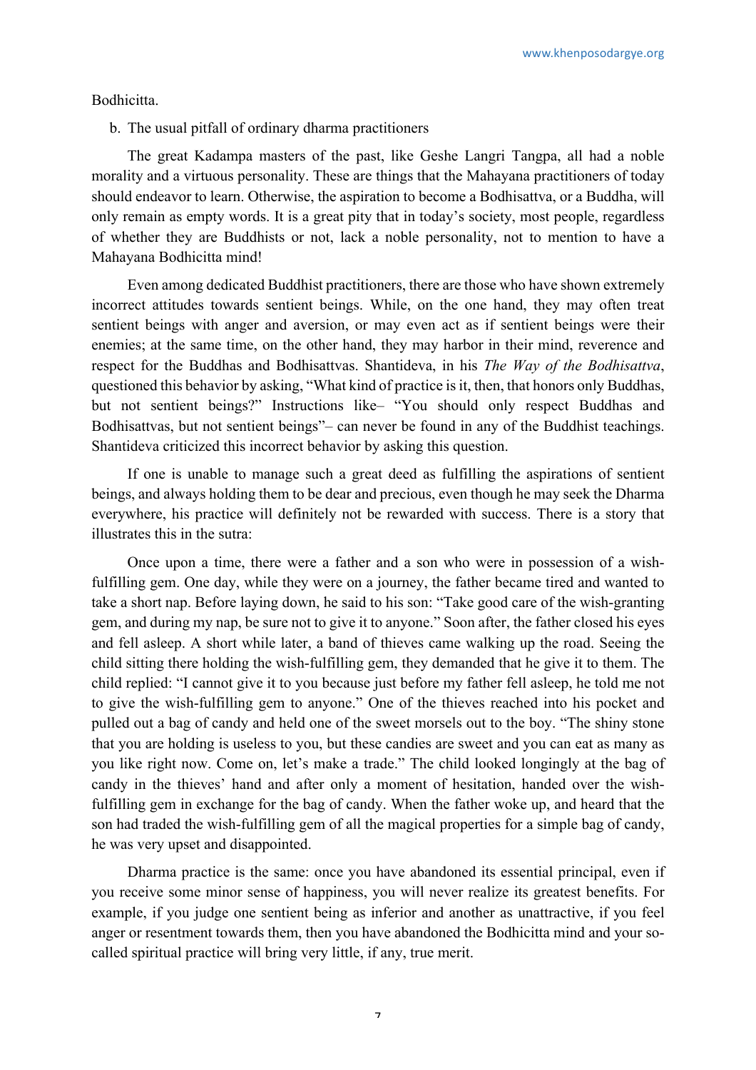Bodhicitta.

b. The usual pitfall of ordinary dharma practitioners

The great Kadampa masters of the past, like Geshe Langri Tangpa, all had a noble morality and a virtuous personality. These are things that the Mahayana practitioners of today should endeavor to learn. Otherwise, the aspiration to become a Bodhisattva, or a Buddha, will only remain as empty words. It is a great pity that in today's society, most people, regardless of whether they are Buddhists or not, lack a noble personality, not to mention to have a Mahayana Bodhicitta mind!

Even among dedicated Buddhist practitioners, there are those who have shown extremely incorrect attitudes towards sentient beings. While, on the one hand, they may often treat sentient beings with anger and aversion, or may even act as if sentient beings were their enemies; at the same time, on the other hand, they may harbor in their mind, reverence and respect for the Buddhas and Bodhisattvas. Shantideva, in his *The Way of the Bodhisattva*, questioned this behavior by asking, "What kind of practice is it, then, that honors only Buddhas, but not sentient beings?" Instructions like– "You should only respect Buddhas and Bodhisattvas, but not sentient beings"– can never be found in any of the Buddhist teachings. Shantideva criticized this incorrect behavior by asking this question.

If one is unable to manage such a great deed as fulfilling the aspirations of sentient beings, and always holding them to be dear and precious, even though he may seek the Dharma everywhere, his practice will definitely not be rewarded with success. There is a story that illustrates this in the sutra:

Once upon a time, there were a father and a son who were in possession of a wish-fulfilling gem. One day, while they were on a journey, the father became tired and wanted to take a short nap. Before laying down, he said to his son: "Take good care of the wish-granting gem, and during my nap, be sure not to give it to anyone." Soon after, the father closed his eyes and fell asleep. A short while later, a band of thieves came walking up the road. Seeing the child sitting there holding the wish-fulfilling gem, they demanded that he give it to them. The child replied: "I cannot give it to you because just before my father fell asleep, he told me not to give the wish-fulfilling gem to anyone." One of the thieves reached into his pocket and pulled out a bag of candy and held one of the sweet morsels out to the boy. "The shiny stone that you are holding is useless to you, but these candies are sweet and you can eat as many as you like right now. Come on, let's make a trade." The child looked longingly at the bag of candy in the thieves' hand and after only a moment of hesitation, handed over the wish-fulfilling gem in exchange for the bag of candy. When the father woke up, and heard that the son had traded the wish-fulfilling gem of all the magical properties for a simple bag of candy, he was very upset and disappointed.

Dharma practice is the same: once you have abandoned its essential principal, even if you receive some minor sense of happiness, you will never realize its greatest benefits. For example, if you judge one sentient being as inferior and another as unattractive, if you feel anger or resentment towards them, then you have abandoned the Bodhicitta mind and your so-called spiritual practice will bring very little, if any, true merit.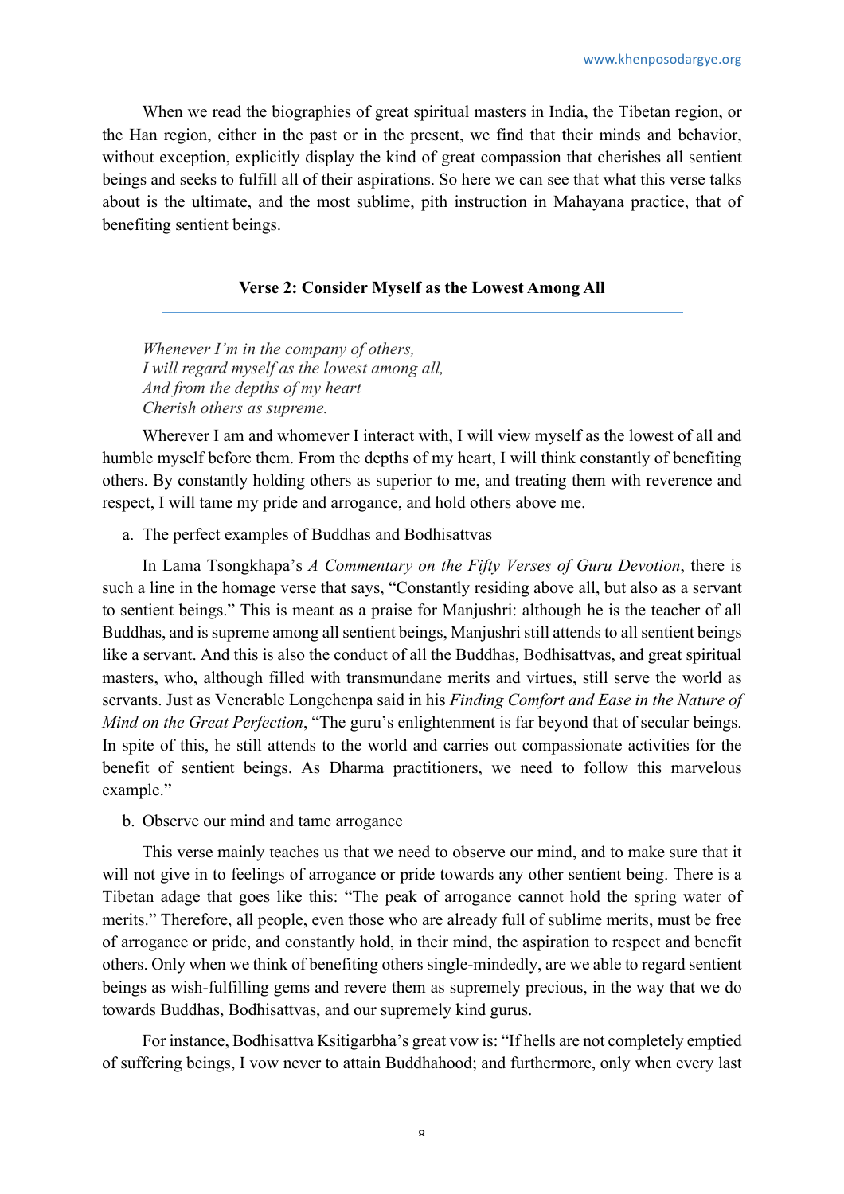When we read the biographies of great spiritual masters in India, the Tibetan region, or the Han region, either in the past or in the present, we find that their minds and behavior, without exception, explicitly display the kind of great compassion that cherishes all sentient beings and seeks to fulfill all of their aspirations. So here we can see that what this verse talks about is the ultimate, and the most sublime, pith instruction in Mahayana practice, that of benefiting sentient beings.

---

**Verse 2: Consider Myself as the Lowest Among All**

---

*Whenever I'm in the company of others,*
*I will regard myself as the lowest among all,*
*And from the depths of my heart*
*Cherish others as supreme.*

Wherever I am and whomever I interact with, I will view myself as the lowest of all and humble myself before them. From the depths of my heart, I will think constantly of benefiting others. By constantly holding others as superior to me, and treating them with reverence and respect, I will tame my pride and arrogance, and hold others above me.

a. The perfect examples of Buddhas and Bodhisattvas

In Lama Tsongkhapa's *A Commentary on the Fifty Verses of Guru Devotion*, there is such a line in the homage verse that says, "Constantly residing above all, but also as a servant to sentient beings." This is meant as a praise for Manjushri: although he is the teacher of all Buddhas, and is supreme among all sentient beings, Manjushri still attends to all sentient beings like a servant. And this is also the conduct of all the Buddhas, Bodhisattvas, and great spiritual masters, who, although filled with transmundane merits and virtues, still serve the world as servants. Just as Venerable Longchenpa said in his *Finding Comfort and Ease in the Nature of Mind on the Great Perfection*, "The guru's enlightenment is far beyond that of secular beings. In spite of this, he still attends to the world and carries out compassionate activities for the benefit of sentient beings. As Dharma practitioners, we need to follow this marvelous example."

b. Observe our mind and tame arrogance

This verse mainly teaches us that we need to observe our mind, and to make sure that it will not give in to feelings of arrogance or pride towards any other sentient being. There is a Tibetan adage that goes like this: "The peak of arrogance cannot hold the spring water of merits." Therefore, all people, even those who are already full of sublime merits, must be free of arrogance or pride, and constantly hold, in their mind, the aspiration to respect and benefit others. Only when we think of benefiting others single-mindedly, are we able to regard sentient beings as wish-fulfilling gems and revere them as supremely precious, in the way that we do towards Buddhas, Bodhisattvas, and our supremely kind gurus.

For instance, Bodhisattva Ksitigarbha's great vow is: "If hells are not completely emptied of suffering beings, I vow never to attain Buddhahood; and furthermore, only when every last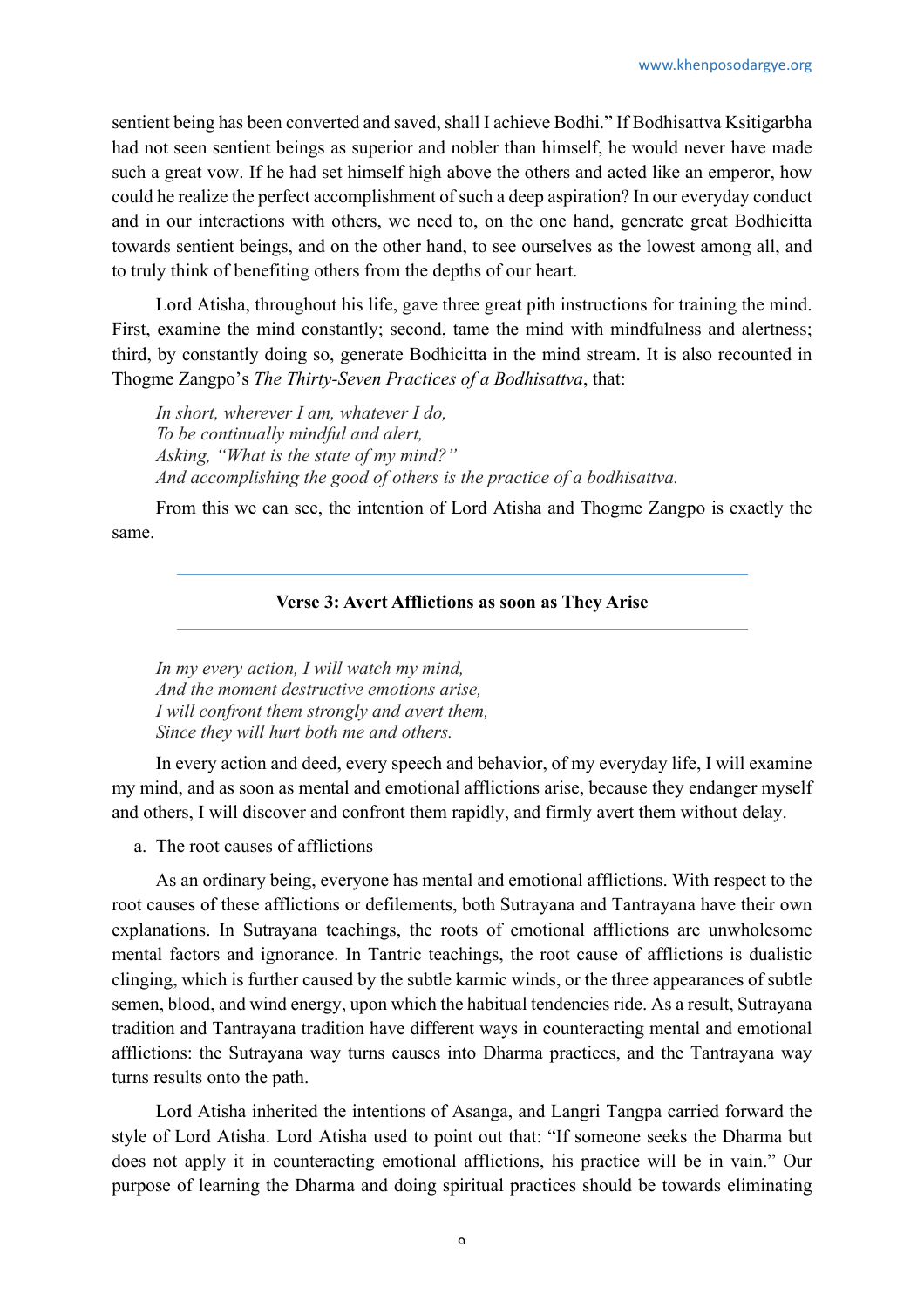sentient being has been converted and saved, shall I achieve Bodhi." If Bodhisattva Ksitigarbha had not seen sentient beings as superior and nobler than himself, he would never have made such a great vow. If he had set himself high above the others and acted like an emperor, how could he realize the perfect accomplishment of such a deep aspiration? In our everyday conduct and in our interactions with others, we need to, on the one hand, generate great Bodhicitta towards sentient beings, and on the other hand, to see ourselves as the lowest among all, and to truly think of benefiting others from the depths of our heart.

Lord Atisha, throughout his life, gave three great pith instructions for training the mind. First, examine the mind constantly; second, tame the mind with mindfulness and alertness; third, by constantly doing so, generate Bodhicitta in the mind stream. It is also recounted in Thogme Zangpo's *The Thirty-Seven Practices of a Bodhisattva*, that:

*In short, wherever I am, whatever I do,*
*To be continually mindful and alert,*
*Asking, "What is the state of my mind?"*
*And accomplishing the good of others is the practice of a bodhisattva.*

From this we can see, the intention of Lord Atisha and Thogme Zangpo is exactly the same.

### Verse 3: Avert Afflictions as soon as They Arise

*In my every action, I will watch my mind,*
*And the moment destructive emotions arise,*
*I will confront them strongly and avert them,*
*Since they will hurt both me and others.*

In every action and deed, every speech and behavior, of my everyday life, I will examine my mind, and as soon as mental and emotional afflictions arise, because they endanger myself and others, I will discover and confront them rapidly, and firmly avert them without delay.

a. The root causes of afflictions

As an ordinary being, everyone has mental and emotional afflictions. With respect to the root causes of these afflictions or defilements, both Sutrayana and Tantrayana have their own explanations. In Sutrayana teachings, the roots of emotional afflictions are unwholesome mental factors and ignorance. In Tantric teachings, the root cause of afflictions is dualistic clinging, which is further caused by the subtle karmic winds, or the three appearances of subtle semen, blood, and wind energy, upon which the habitual tendencies ride. As a result, Sutrayana tradition and Tantrayana tradition have different ways in counteracting mental and emotional afflictions: the Sutrayana way turns causes into Dharma practices, and the Tantrayana way turns results onto the path.

Lord Atisha inherited the intentions of Asanga, and Langri Tangpa carried forward the style of Lord Atisha. Lord Atisha used to point out that: "If someone seeks the Dharma but does not apply it in counteracting emotional afflictions, his practice will be in vain." Our purpose of learning the Dharma and doing spiritual practices should be towards eliminating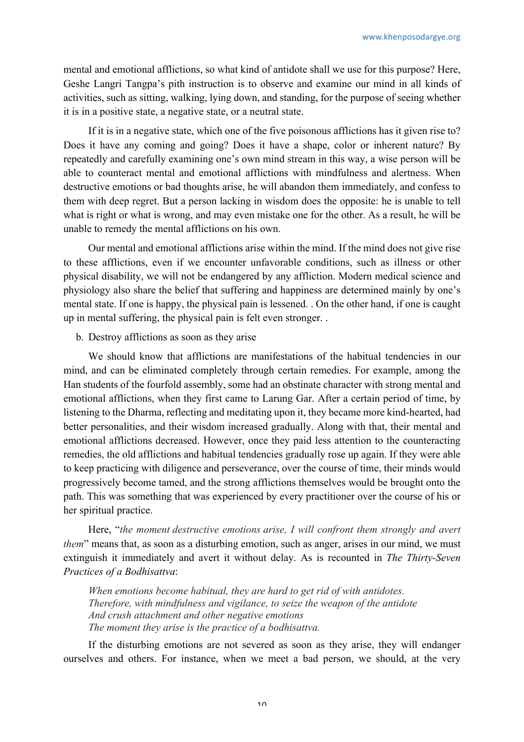mental and emotional afflictions, so what kind of antidote shall we use for this purpose? Here, Geshe Langri Tangpa's pith instruction is to observe and examine our mind in all kinds of activities, such as sitting, walking, lying down, and standing, for the purpose of seeing whether it is in a positive state, a negative state, or a neutral state.

If it is in a negative state, which one of the five poisonous afflictions has it given rise to? Does it have any coming and going? Does it have a shape, color or inherent nature? By repeatedly and carefully examining one's own mind stream in this way, a wise person will be able to counteract mental and emotional afflictions with mindfulness and alertness. When destructive emotions or bad thoughts arise, he will abandon them immediately, and confess to them with deep regret. But a person lacking in wisdom does the opposite: he is unable to tell what is right or what is wrong, and may even mistake one for the other. As a result, he will be unable to remedy the mental afflictions on his own.

Our mental and emotional afflictions arise within the mind. If the mind does not give rise to these afflictions, even if we encounter unfavorable conditions, such as illness or other physical disability, we will not be endangered by any affliction. Modern medical science and physiology also share the belief that suffering and happiness are determined mainly by one's mental state. If one is happy, the physical pain is lessened. . On the other hand, if one is caught up in mental suffering, the physical pain is felt even stronger. .

b. Destroy afflictions as soon as they arise

We should know that afflictions are manifestations of the habitual tendencies in our mind, and can be eliminated completely through certain remedies. For example, among the Han students of the fourfold assembly, some had an obstinate character with strong mental and emotional afflictions, when they first came to Larung Gar. After a certain period of time, by listening to the Dharma, reflecting and meditating upon it, they became more kind-hearted, had better personalities, and their wisdom increased gradually. Along with that, their mental and emotional afflictions decreased. However, once they paid less attention to the counteracting remedies, the old afflictions and habitual tendencies gradually rose up again. If they were able to keep practicing with diligence and perseverance, over the course of time, their minds would progressively become tamed, and the strong afflictions themselves would be brought onto the path. This was something that was experienced by every practitioner over the course of his or her spiritual practice.

Here, "*the moment destructive emotions arise, I will confront them strongly and avert them*" means that, as soon as a disturbing emotion, such as anger, arises in our mind, we must extinguish it immediately and avert it without delay. As is recounted in *The Thirty-Seven Practices of a Bodhisattva*:

> *When emotions become habitual, they are hard to get rid of with antidotes.*
> *Therefore, with mindfulness and vigilance, to seize the weapon of the antidote*
> *And crush attachment and other negative emotions*
> *The moment they arise is the practice of a bodhisattva.*

If the disturbing emotions are not severed as soon as they arise, they will endanger ourselves and others. For instance, when we meet a bad person, we should, at the very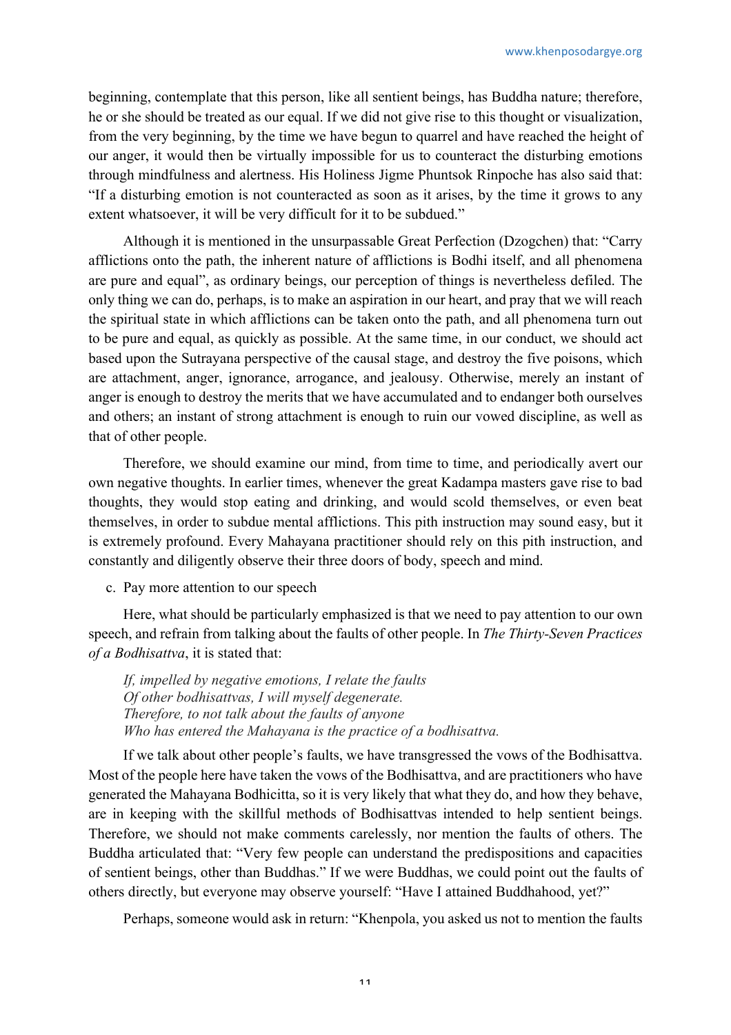beginning, contemplate that this person, like all sentient beings, has Buddha nature; therefore, he or she should be treated as our equal. If we did not give rise to this thought or visualization, from the very beginning, by the time we have begun to quarrel and have reached the height of our anger, it would then be virtually impossible for us to counteract the disturbing emotions through mindfulness and alertness. His Holiness Jigme Phuntsok Rinpoche has also said that: "If a disturbing emotion is not counteracted as soon as it arises, by the time it grows to any extent whatsoever, it will be very difficult for it to be subdued."

Although it is mentioned in the unsurpassable Great Perfection (Dzogchen) that: "Carry afflictions onto the path, the inherent nature of afflictions is Bodhi itself, and all phenomena are pure and equal", as ordinary beings, our perception of things is nevertheless defiled. The only thing we can do, perhaps, is to make an aspiration in our heart, and pray that we will reach the spiritual state in which afflictions can be taken onto the path, and all phenomena turn out to be pure and equal, as quickly as possible. At the same time, in our conduct, we should act based upon the Sutrayana perspective of the causal stage, and destroy the five poisons, which are attachment, anger, ignorance, arrogance, and jealousy. Otherwise, merely an instant of anger is enough to destroy the merits that we have accumulated and to endanger both ourselves and others; an instant of strong attachment is enough to ruin our vowed discipline, as well as that of other people.

Therefore, we should examine our mind, from time to time, and periodically avert our own negative thoughts. In earlier times, whenever the great Kadampa masters gave rise to bad thoughts, they would stop eating and drinking, and would scold themselves, or even beat themselves, in order to subdue mental afflictions. This pith instruction may sound easy, but it is extremely profound. Every Mahayana practitioner should rely on this pith instruction, and constantly and diligently observe their three doors of body, speech and mind.

c. Pay more attention to our speech

Here, what should be particularly emphasized is that we need to pay attention to our own speech, and refrain from talking about the faults of other people. In *The Thirty-Seven Practices of a Bodhisattva*, it is stated that:

> *If, impelled by negative emotions, I relate the faults*
> *Of other bodhisattvas, I will myself degenerate.*
> *Therefore, to not talk about the faults of anyone*
> *Who has entered the Mahayana is the practice of a bodhisattva.*

If we talk about other people's faults, we have transgressed the vows of the Bodhisattva. Most of the people here have taken the vows of the Bodhisattva, and are practitioners who have generated the Mahayana Bodhicitta, so it is very likely that what they do, and how they behave, are in keeping with the skillful methods of Bodhisattvas intended to help sentient beings. Therefore, we should not make comments carelessly, nor mention the faults of others. The Buddha articulated that: "Very few people can understand the predispositions and capacities of sentient beings, other than Buddhas." If we were Buddhas, we could point out the faults of others directly, but everyone may observe yourself: "Have I attained Buddhahood, yet?"

Perhaps, someone would ask in return: "Khenpola, you asked us not to mention the faults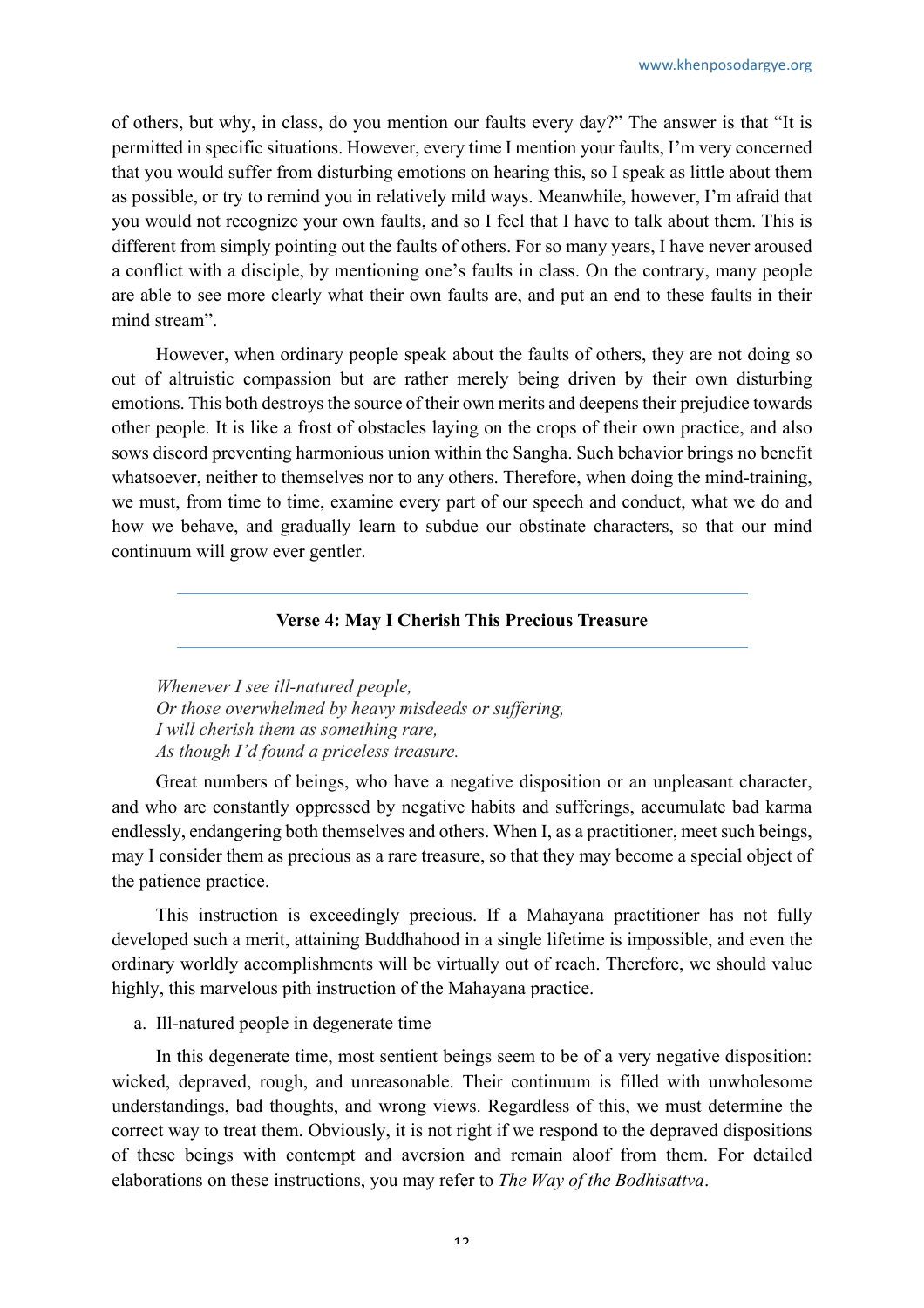of others, but why, in class, do you mention our faults every day?" The answer is that "It is permitted in specific situations. However, every time I mention your faults, I'm very concerned that you would suffer from disturbing emotions on hearing this, so I speak as little about them as possible, or try to remind you in relatively mild ways. Meanwhile, however, I'm afraid that you would not recognize your own faults, and so I feel that I have to talk about them. This is different from simply pointing out the faults of others. For so many years, I have never aroused a conflict with a disciple, by mentioning one's faults in class. On the contrary, many people are able to see more clearly what their own faults are, and put an end to these faults in their mind stream".

However, when ordinary people speak about the faults of others, they are not doing so out of altruistic compassion but are rather merely being driven by their own disturbing emotions. This both destroys the source of their own merits and deepens their prejudice towards other people. It is like a frost of obstacles laying on the crops of their own practice, and also sows discord preventing harmonious union within the Sangha. Such behavior brings no benefit whatsoever, neither to themselves nor to any others. Therefore, when doing the mind-training, we must, from time to time, examine every part of our speech and conduct, what we do and how we behave, and gradually learn to subdue our obstinate characters, so that our mind continuum will grow ever gentler.

### Verse 4: May I Cherish This Precious Treasure

*Whenever I see ill-natured people,*
*Or those overwhelmed by heavy misdeeds or suffering,*
*I will cherish them as something rare,*
*As though I'd found a priceless treasure.*

Great numbers of beings, who have a negative disposition or an unpleasant character, and who are constantly oppressed by negative habits and sufferings, accumulate bad karma endlessly, endangering both themselves and others. When I, as a practitioner, meet such beings, may I consider them as precious as a rare treasure, so that they may become a special object of the patience practice.

This instruction is exceedingly precious. If a Mahayana practitioner has not fully developed such a merit, attaining Buddhahood in a single lifetime is impossible, and even the ordinary worldly accomplishments will be virtually out of reach. Therefore, we should value highly, this marvelous pith instruction of the Mahayana practice.

a. Ill-natured people in degenerate time

In this degenerate time, most sentient beings seem to be of a very negative disposition: wicked, depraved, rough, and unreasonable. Their continuum is filled with unwholesome understandings, bad thoughts, and wrong views. Regardless of this, we must determine the correct way to treat them. Obviously, it is not right if we respond to the depraved dispositions of these beings with contempt and aversion and remain aloof from them. For detailed elaborations on these instructions, you may refer to *The Way of the Bodhisattva*.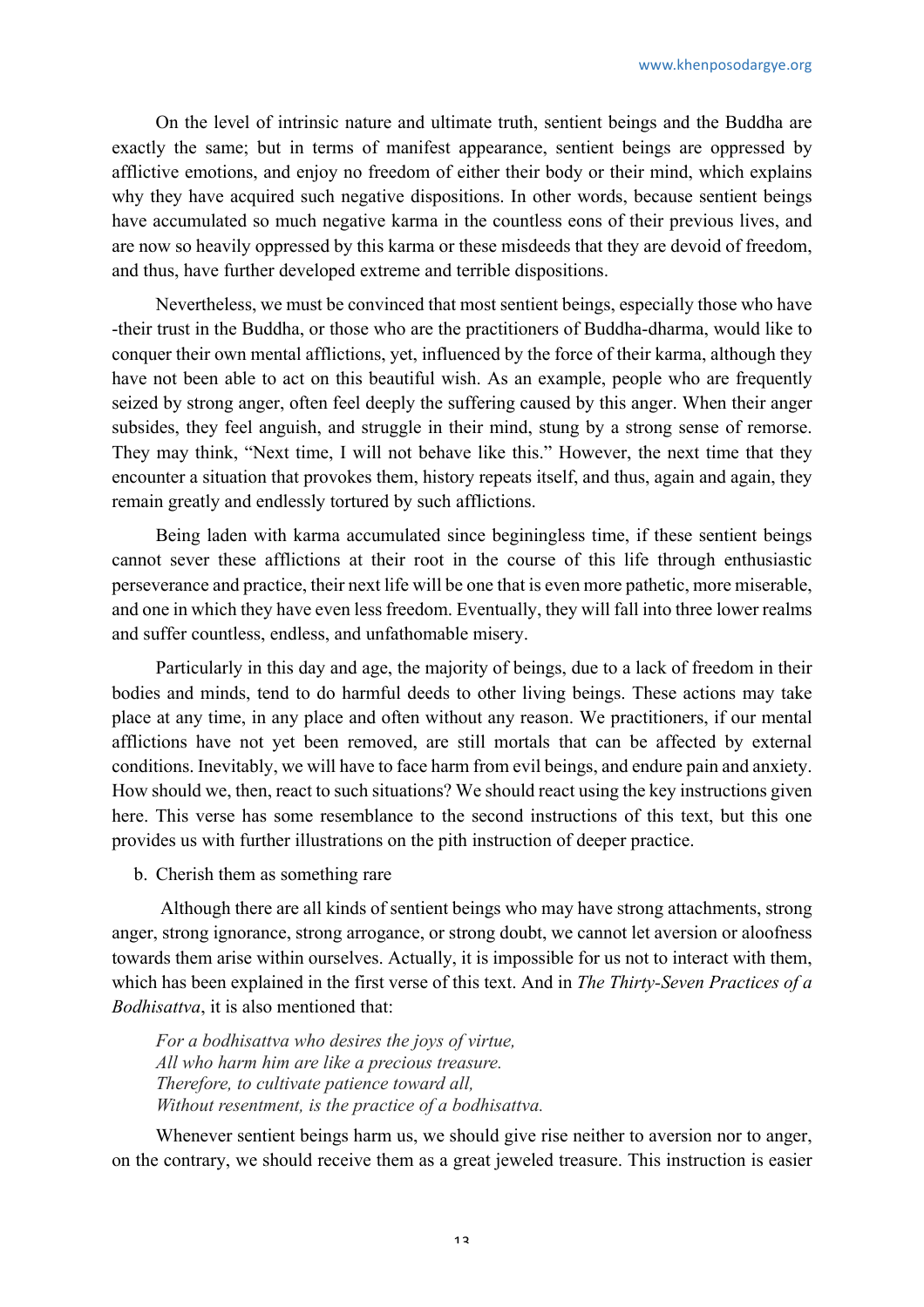On the level of intrinsic nature and ultimate truth, sentient beings and the Buddha are exactly the same; but in terms of manifest appearance, sentient beings are oppressed by afflictive emotions, and enjoy no freedom of either their body or their mind, which explains why they have acquired such negative dispositions. In other words, because sentient beings have accumulated so much negative karma in the countless eons of their previous lives, and are now so heavily oppressed by this karma or these misdeeds that they are devoid of freedom, and thus, have further developed extreme and terrible dispositions.

Nevertheless, we must be convinced that most sentient beings, especially those who have -their trust in the Buddha, or those who are the practitioners of Buddha-dharma, would like to conquer their own mental afflictions, yet, influenced by the force of their karma, although they have not been able to act on this beautiful wish. As an example, people who are frequently seized by strong anger, often feel deeply the suffering caused by this anger. When their anger subsides, they feel anguish, and struggle in their mind, stung by a strong sense of remorse. They may think, "Next time, I will not behave like this." However, the next time that they encounter a situation that provokes them, history repeats itself, and thus, again and again, they remain greatly and endlessly tortured by such afflictions.

Being laden with karma accumulated since beginingless time, if these sentient beings cannot sever these afflictions at their root in the course of this life through enthusiastic perseverance and practice, their next life will be one that is even more pathetic, more miserable, and one in which they have even less freedom. Eventually, they will fall into three lower realms and suffer countless, endless, and unfathomable misery.

Particularly in this day and age, the majority of beings, due to a lack of freedom in their bodies and minds, tend to do harmful deeds to other living beings. These actions may take place at any time, in any place and often without any reason. We practitioners, if our mental afflictions have not yet been removed, are still mortals that can be affected by external conditions. Inevitably, we will have to face harm from evil beings, and endure pain and anxiety. How should we, then, react to such situations? We should react using the key instructions given here. This verse has some resemblance to the second instructions of this text, but this one provides us with further illustrations on the pith instruction of deeper practice.

b. Cherish them as something rare

Although there are all kinds of sentient beings who may have strong attachments, strong anger, strong ignorance, strong arrogance, or strong doubt, we cannot let aversion or aloofness towards them arise within ourselves. Actually, it is impossible for us not to interact with them, which has been explained in the first verse of this text. And in *The Thirty-Seven Practices of a Bodhisattva*, it is also mentioned that:

> *For a bodhisattva who desires the joys of virtue,*
> *All who harm him are like a precious treasure.*
> *Therefore, to cultivate patience toward all,*
> *Without resentment, is the practice of a bodhisattva.*

Whenever sentient beings harm us, we should give rise neither to aversion nor to anger, on the contrary, we should receive them as a great jeweled treasure. This instruction is easier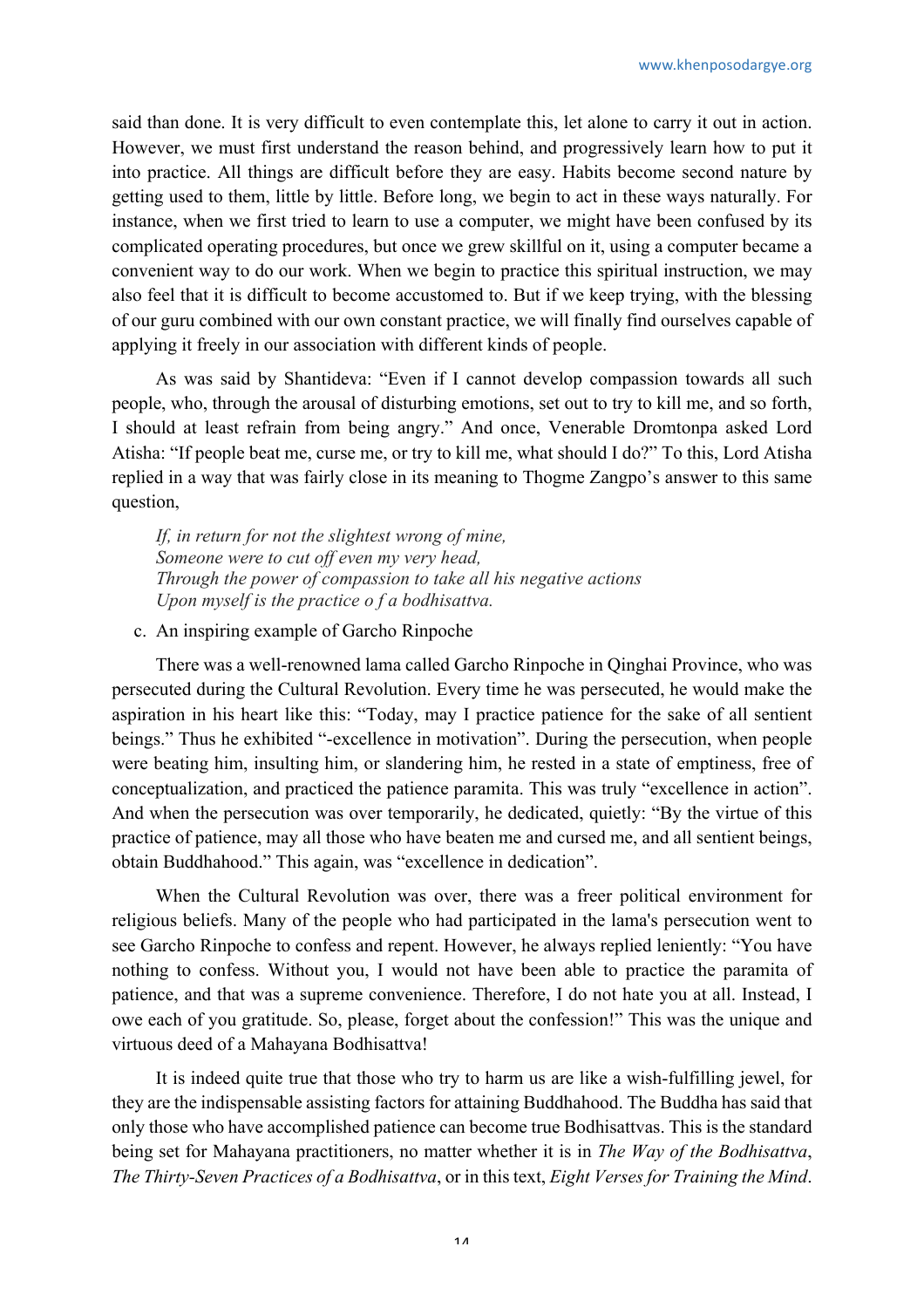said than done. It is very difficult to even contemplate this, let alone to carry it out in action. However, we must first understand the reason behind, and progressively learn how to put it into practice. All things are difficult before they are easy. Habits become second nature by getting used to them, little by little. Before long, we begin to act in these ways naturally. For instance, when we first tried to learn to use a computer, we might have been confused by its complicated operating procedures, but once we grew skillful on it, using a computer became a convenient way to do our work. When we begin to practice this spiritual instruction, we may also feel that it is difficult to become accustomed to. But if we keep trying, with the blessing of our guru combined with our own constant practice, we will finally find ourselves capable of applying it freely in our association with different kinds of people.

As was said by Shantideva: "Even if I cannot develop compassion towards all such people, who, through the arousal of disturbing emotions, set out to try to kill me, and so forth, I should at least refrain from being angry." And once, Venerable Dromtonpa asked Lord Atisha: "If people beat me, curse me, or try to kill me, what should I do?" To this, Lord Atisha replied in a way that was fairly close in its meaning to Thogme Zangpo's answer to this same question,

> *If, in return for not the slightest wrong of mine,*
> *Someone were to cut off even my very head,*
> *Through the power of compassion to take all his negative actions*
> *Upon myself is the practice o f a bodhisattva.*

c. An inspiring example of Garcho Rinpoche

There was a well-renowned lama called Garcho Rinpoche in Qinghai Province, who was persecuted during the Cultural Revolution. Every time he was persecuted, he would make the aspiration in his heart like this: "Today, may I practice patience for the sake of all sentient beings." Thus he exhibited "-excellence in motivation". During the persecution, when people were beating him, insulting him, or slandering him, he rested in a state of emptiness, free of conceptualization, and practiced the patience paramita. This was truly "excellence in action". And when the persecution was over temporarily, he dedicated, quietly: "By the virtue of this practice of patience, may all those who have beaten me and cursed me, and all sentient beings, obtain Buddhahood." This again, was "excellence in dedication".

When the Cultural Revolution was over, there was a freer political environment for religious beliefs. Many of the people who had participated in the lama's persecution went to see Garcho Rinpoche to confess and repent. However, he always replied leniently: "You have nothing to confess. Without you, I would not have been able to practice the paramita of patience, and that was a supreme convenience. Therefore, I do not hate you at all. Instead, I owe each of you gratitude. So, please, forget about the confession!" This was the unique and virtuous deed of a Mahayana Bodhisattva!

It is indeed quite true that those who try to harm us are like a wish-fulfilling jewel, for they are the indispensable assisting factors for attaining Buddhahood. The Buddha has said that only those who have accomplished patience can become true Bodhisattvas. This is the standard being set for Mahayana practitioners, no matter whether it is in *The Way of the Bodhisattva*, *The Thirty-Seven Practices of a Bodhisattva*, or in this text, *Eight Verses for Training the Mind*.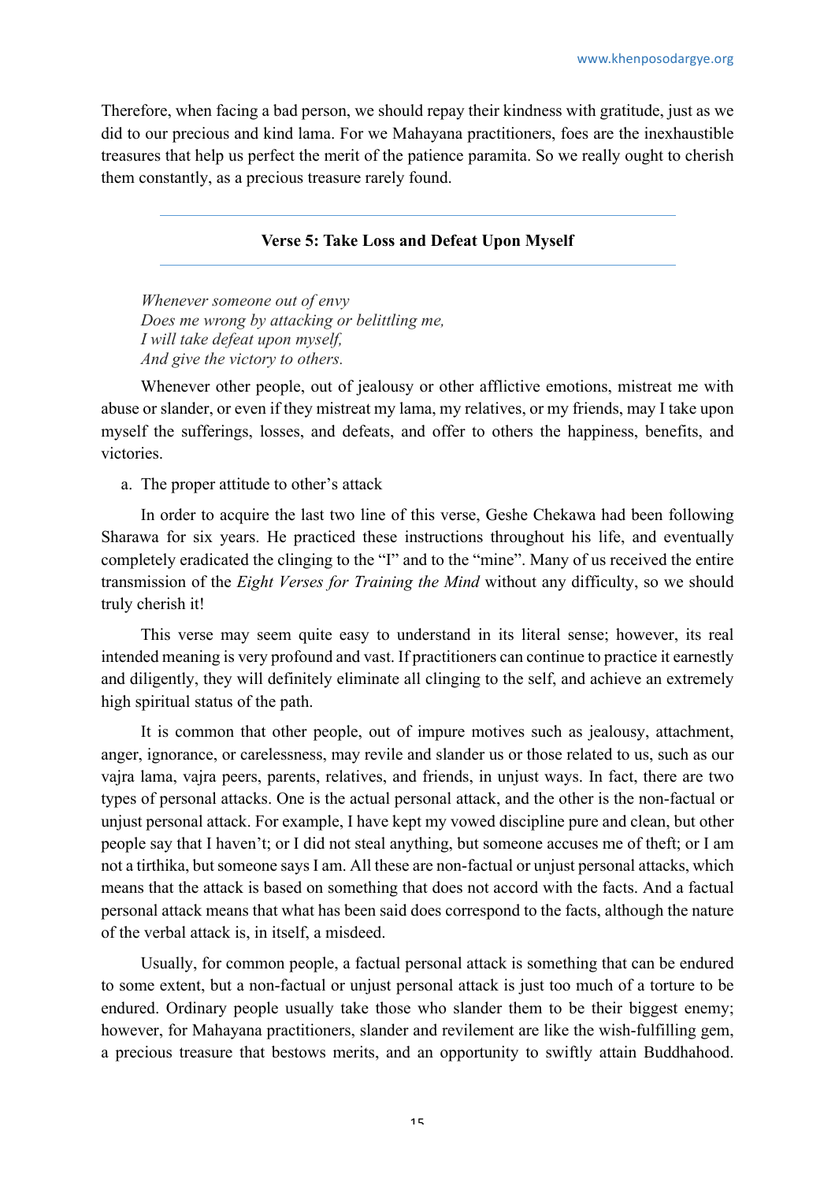Therefore, when facing a bad person, we should repay their kindness with gratitude, just as we did to our precious and kind lama. For we Mahayana practitioners, foes are the inexhaustible treasures that help us perfect the merit of the patience paramita. So we really ought to cherish them constantly, as a precious treasure rarely found.

---

### Verse 5: Take Loss and Defeat Upon Myself

---

*Whenever someone out of envy*
*Does me wrong by attacking or belittling me,*
*I will take defeat upon myself,*
*And give the victory to others.*

Whenever other people, out of jealousy or other afflictive emotions, mistreat me with abuse or slander, or even if they mistreat my lama, my relatives, or my friends, may I take upon myself the sufferings, losses, and defeats, and offer to others the happiness, benefits, and victories.

a. The proper attitude to other's attack

In order to acquire the last two line of this verse, Geshe Chekawa had been following Sharawa for six years. He practiced these instructions throughout his life, and eventually completely eradicated the clinging to the "I" and to the "mine". Many of us received the entire transmission of the *Eight Verses for Training the Mind* without any difficulty, so we should truly cherish it!

This verse may seem quite easy to understand in its literal sense; however, its real intended meaning is very profound and vast. If practitioners can continue to practice it earnestly and diligently, they will definitely eliminate all clinging to the self, and achieve an extremely high spiritual status of the path.

It is common that other people, out of impure motives such as jealousy, attachment, anger, ignorance, or carelessness, may revile and slander us or those related to us, such as our vajra lama, vajra peers, parents, relatives, and friends, in unjust ways. In fact, there are two types of personal attacks. One is the actual personal attack, and the other is the non-factual or unjust personal attack. For example, I have kept my vowed discipline pure and clean, but other people say that I haven't; or I did not steal anything, but someone accuses me of theft; or I am not a tirthika, but someone says I am. All these are non-factual or unjust personal attacks, which means that the attack is based on something that does not accord with the facts. And a factual personal attack means that what has been said does correspond to the facts, although the nature of the verbal attack is, in itself, a misdeed.

Usually, for common people, a factual personal attack is something that can be endured to some extent, but a non-factual or unjust personal attack is just too much of a torture to be endured. Ordinary people usually take those who slander them to be their biggest enemy; however, for Mahayana practitioners, slander and revilement are like the wish-fulfilling gem, a precious treasure that bestows merits, and an opportunity to swiftly attain Buddhahood.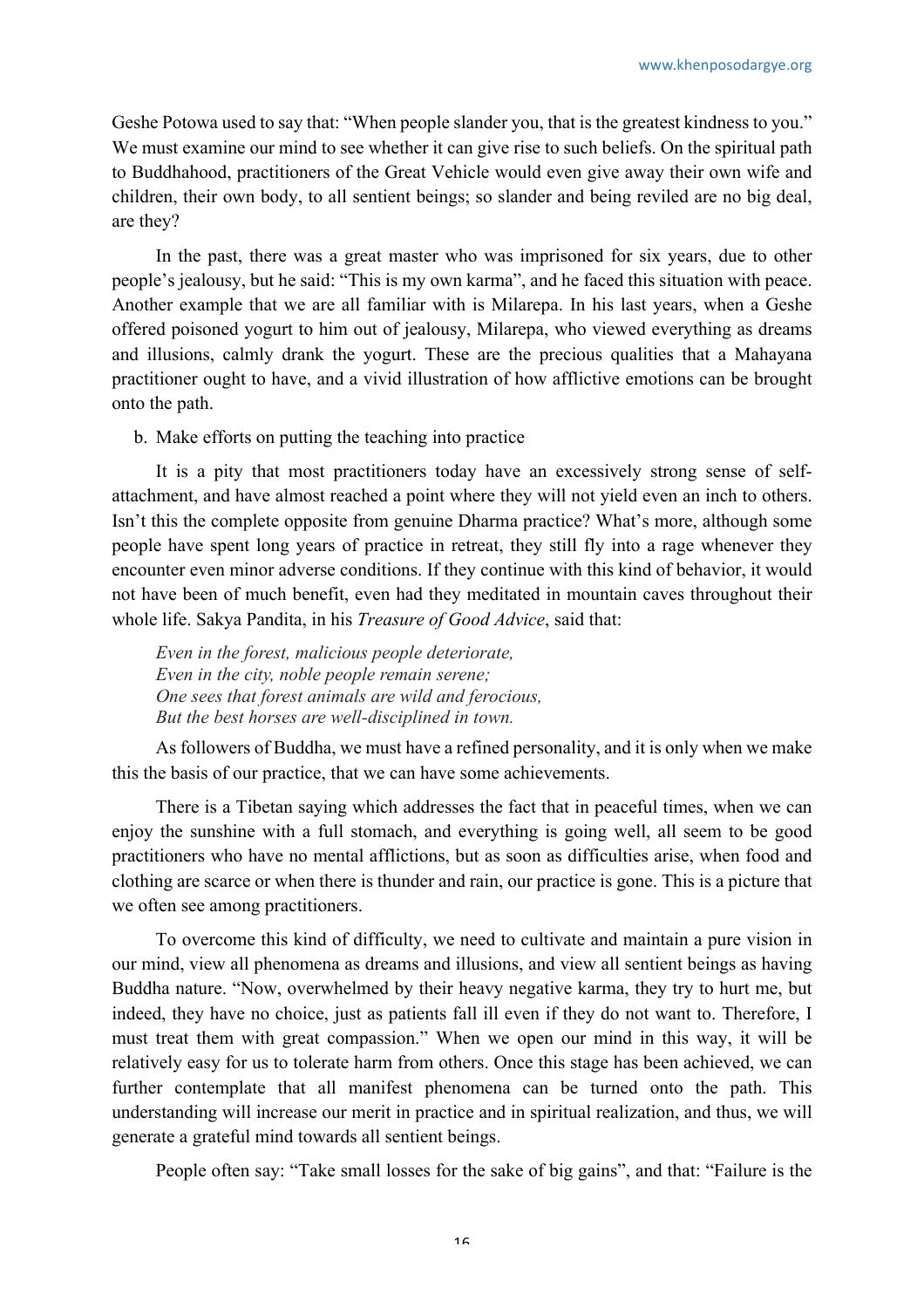Geshe Potowa used to say that: "When people slander you, that is the greatest kindness to you." We must examine our mind to see whether it can give rise to such beliefs. On the spiritual path to Buddhahood, practitioners of the Great Vehicle would even give away their own wife and children, their own body, to all sentient beings; so slander and being reviled are no big deal, are they?

In the past, there was a great master who was imprisoned for six years, due to other people's jealousy, but he said: "This is my own karma", and he faced this situation with peace. Another example that we are all familiar with is Milarepa. In his last years, when a Geshe offered poisoned yogurt to him out of jealousy, Milarepa, who viewed everything as dreams and illusions, calmly drank the yogurt. These are the precious qualities that a Mahayana practitioner ought to have, and a vivid illustration of how afflictive emotions can be brought onto the path.

b. Make efforts on putting the teaching into practice

It is a pity that most practitioners today have an excessively strong sense of self-attachment, and have almost reached a point where they will not yield even an inch to others. Isn't this the complete opposite from genuine Dharma practice? What's more, although some people have spent long years of practice in retreat, they still fly into a rage whenever they encounter even minor adverse conditions. If they continue with this kind of behavior, it would not have been of much benefit, even had they meditated in mountain caves throughout their whole life. Sakya Pandita, in his *Treasure of Good Advice*, said that:

*Even in the forest, malicious people deteriorate,*
*Even in the city, noble people remain serene;*
*One sees that forest animals are wild and ferocious,*
*But the best horses are well-disciplined in town.*

As followers of Buddha, we must have a refined personality, and it is only when we make this the basis of our practice, that we can have some achievements.

There is a Tibetan saying which addresses the fact that in peaceful times, when we can enjoy the sunshine with a full stomach, and everything is going well, all seem to be good practitioners who have no mental afflictions, but as soon as difficulties arise, when food and clothing are scarce or when there is thunder and rain, our practice is gone. This is a picture that we often see among practitioners.

To overcome this kind of difficulty, we need to cultivate and maintain a pure vision in our mind, view all phenomena as dreams and illusions, and view all sentient beings as having Buddha nature. "Now, overwhelmed by their heavy negative karma, they try to hurt me, but indeed, they have no choice, just as patients fall ill even if they do not want to. Therefore, I must treat them with great compassion." When we open our mind in this way, it will be relatively easy for us to tolerate harm from others. Once this stage has been achieved, we can further contemplate that all manifest phenomena can be turned onto the path. This understanding will increase our merit in practice and in spiritual realization, and thus, we will generate a grateful mind towards all sentient beings.

People often say: "Take small losses for the sake of big gains", and that: "Failure is the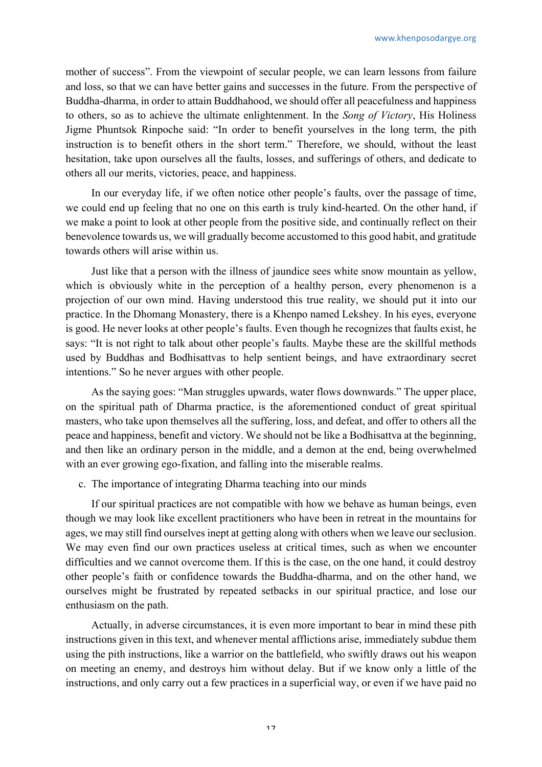mother of success". From the viewpoint of secular people, we can learn lessons from failure and loss, so that we can have better gains and successes in the future. From the perspective of Buddha-dharma, in order to attain Buddhahood, we should offer all peacefulness and happiness to others, so as to achieve the ultimate enlightenment. In the *Song of Victory*, His Holiness Jigme Phuntsok Rinpoche said: "In order to benefit yourselves in the long term, the pith instruction is to benefit others in the short term." Therefore, we should, without the least hesitation, take upon ourselves all the faults, losses, and sufferings of others, and dedicate to others all our merits, victories, peace, and happiness.

In our everyday life, if we often notice other people's faults, over the passage of time, we could end up feeling that no one on this earth is truly kind-hearted. On the other hand, if we make a point to look at other people from the positive side, and continually reflect on their benevolence towards us, we will gradually become accustomed to this good habit, and gratitude towards others will arise within us.

Just like that a person with the illness of jaundice sees white snow mountain as yellow, which is obviously white in the perception of a healthy person, every phenomenon is a projection of our own mind. Having understood this true reality, we should put it into our practice. In the Dhomang Monastery, there is a Khenpo named Lekshey. In his eyes, everyone is good. He never looks at other people's faults. Even though he recognizes that faults exist, he says: "It is not right to talk about other people's faults. Maybe these are the skillful methods used by Buddhas and Bodhisattvas to help sentient beings, and have extraordinary secret intentions." So he never argues with other people.

As the saying goes: "Man struggles upwards, water flows downwards." The upper place, on the spiritual path of Dharma practice, is the aforementioned conduct of great spiritual masters, who take upon themselves all the suffering, loss, and defeat, and offer to others all the peace and happiness, benefit and victory. We should not be like a Bodhisattva at the beginning, and then like an ordinary person in the middle, and a demon at the end, being overwhelmed with an ever growing ego-fixation, and falling into the miserable realms.

c. The importance of integrating Dharma teaching into our minds

If our spiritual practices are not compatible with how we behave as human beings, even though we may look like excellent practitioners who have been in retreat in the mountains for ages, we may still find ourselves inept at getting along with others when we leave our seclusion. We may even find our own practices useless at critical times, such as when we encounter difficulties and we cannot overcome them. If this is the case, on the one hand, it could destroy other people's faith or confidence towards the Buddha-dharma, and on the other hand, we ourselves might be frustrated by repeated setbacks in our spiritual practice, and lose our enthusiasm on the path.

Actually, in adverse circumstances, it is even more important to bear in mind these pith instructions given in this text, and whenever mental afflictions arise, immediately subdue them using the pith instructions, like a warrior on the battlefield, who swiftly draws out his weapon on meeting an enemy, and destroys him without delay. But if we know only a little of the instructions, and only carry out a few practices in a superficial way, or even if we have paid no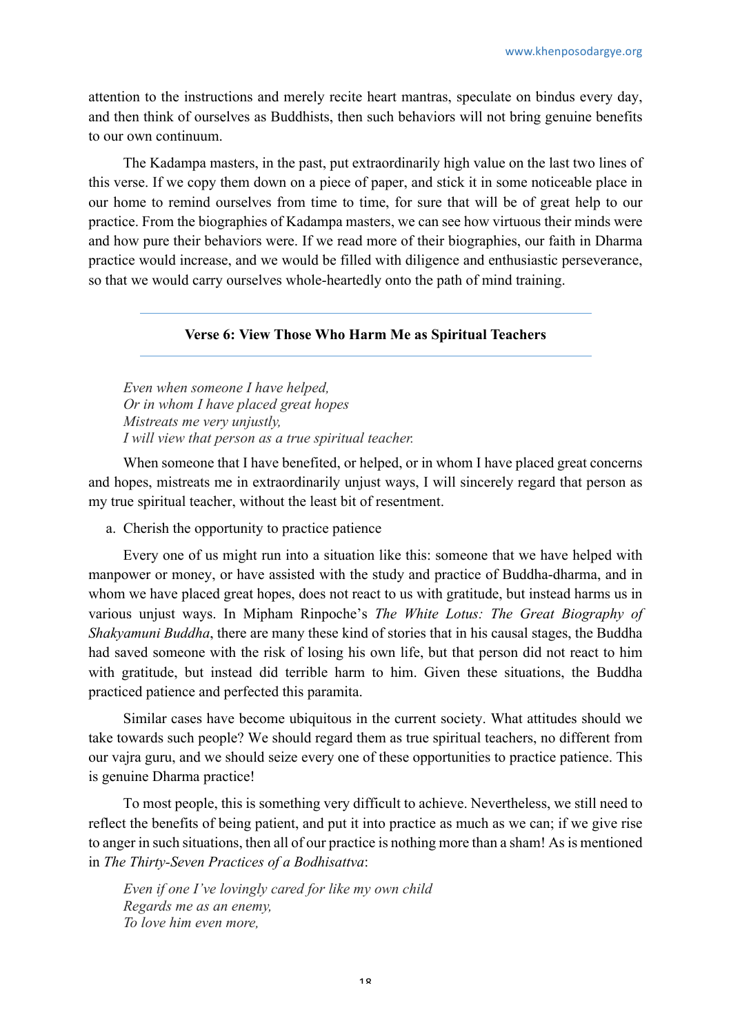attention to the instructions and merely recite heart mantras, speculate on bindus every day, and then think of ourselves as Buddhists, then such behaviors will not bring genuine benefits to our own continuum.

The Kadampa masters, in the past, put extraordinarily high value on the last two lines of this verse. If we copy them down on a piece of paper, and stick it in some noticeable place in our home to remind ourselves from time to time, for sure that will be of great help to our practice. From the biographies of Kadampa masters, we can see how virtuous their minds were and how pure their behaviors were. If we read more of their biographies, our faith in Dharma practice would increase, and we would be filled with diligence and enthusiastic perseverance, so that we would carry ourselves whole-heartedly onto the path of mind training.

---

### Verse 6: View Those Who Harm Me as Spiritual Teachers

---

*Even when someone I have helped,*
*Or in whom I have placed great hopes*
*Mistreats me very unjustly,*
*I will view that person as a true spiritual teacher.*

When someone that I have benefited, or helped, or in whom I have placed great concerns and hopes, mistreats me in extraordinarily unjust ways, I will sincerely regard that person as my true spiritual teacher, without the least bit of resentment.

a. Cherish the opportunity to practice patience

Every one of us might run into a situation like this: someone that we have helped with manpower or money, or have assisted with the study and practice of Buddha-dharma, and in whom we have placed great hopes, does not react to us with gratitude, but instead harms us in various unjust ways. In Mipham Rinpoche's *The White Lotus: The Great Biography of Shakyamuni Buddha*, there are many these kind of stories that in his causal stages, the Buddha had saved someone with the risk of losing his own life, but that person did not react to him with gratitude, but instead did terrible harm to him. Given these situations, the Buddha practiced patience and perfected this paramita.

Similar cases have become ubiquitous in the current society. What attitudes should we take towards such people? We should regard them as true spiritual teachers, no different from our vajra guru, and we should seize every one of these opportunities to practice patience. This is genuine Dharma practice!

To most people, this is something very difficult to achieve. Nevertheless, we still need to reflect the benefits of being patient, and put it into practice as much as we can; if we give rise to anger in such situations, then all of our practice is nothing more than a sham! As is mentioned in *The Thirty-Seven Practices of a Bodhisattva*:

*Even if one I've lovingly cared for like my own child*
*Regards me as an enemy,*
*To love him even more,*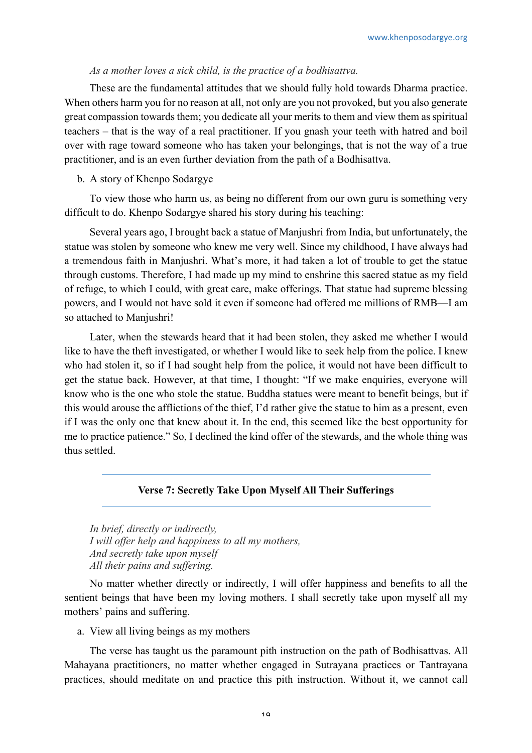*As a mother loves a sick child, is the practice of a bodhisattva.*

These are the fundamental attitudes that we should fully hold towards Dharma practice. When others harm you for no reason at all, not only are you not provoked, but you also generate great compassion towards them; you dedicate all your merits to them and view them as spiritual teachers – that is the way of a real practitioner. If you gnash your teeth with hatred and boil over with rage toward someone who has taken your belongings, that is not the way of a true practitioner, and is an even further deviation from the path of a Bodhisattva.

b. A story of Khenpo Sodargye

To view those who harm us, as being no different from our own guru is something very difficult to do. Khenpo Sodargye shared his story during his teaching:

Several years ago, I brought back a statue of Manjushri from India, but unfortunately, the statue was stolen by someone who knew me very well. Since my childhood, I have always had a tremendous faith in Manjushri. What's more, it had taken a lot of trouble to get the statue through customs. Therefore, I had made up my mind to enshrine this sacred statue as my field of refuge, to which I could, with great care, make offerings. That statue had supreme blessing powers, and I would not have sold it even if someone had offered me millions of RMB—I am so attached to Manjushri!

Later, when the stewards heard that it had been stolen, they asked me whether I would like to have the theft investigated, or whether I would like to seek help from the police. I knew who had stolen it, so if I had sought help from the police, it would not have been difficult to get the statue back. However, at that time, I thought: "If we make enquiries, everyone will know who is the one who stole the statue. Buddha statues were meant to benefit beings, but if this would arouse the afflictions of the thief, I'd rather give the statue to him as a present, even if I was the only one that knew about it. In the end, this seemed like the best opportunity for me to practice patience." So, I declined the kind offer of the stewards, and the whole thing was thus settled.

## Verse 7: Secretly Take Upon Myself All Their Sufferings

*In brief, directly or indirectly,*
*I will offer help and happiness to all my mothers,*
*And secretly take upon myself*
*All their pains and suffering.*

No matter whether directly or indirectly, I will offer happiness and benefits to all the sentient beings that have been my loving mothers. I shall secretly take upon myself all my mothers' pains and suffering.

a. View all living beings as my mothers

The verse has taught us the paramount pith instruction on the path of Bodhisattvas. All Mahayana practitioners, no matter whether engaged in Sutrayana practices or Tantrayana practices, should meditate on and practice this pith instruction. Without it, we cannot call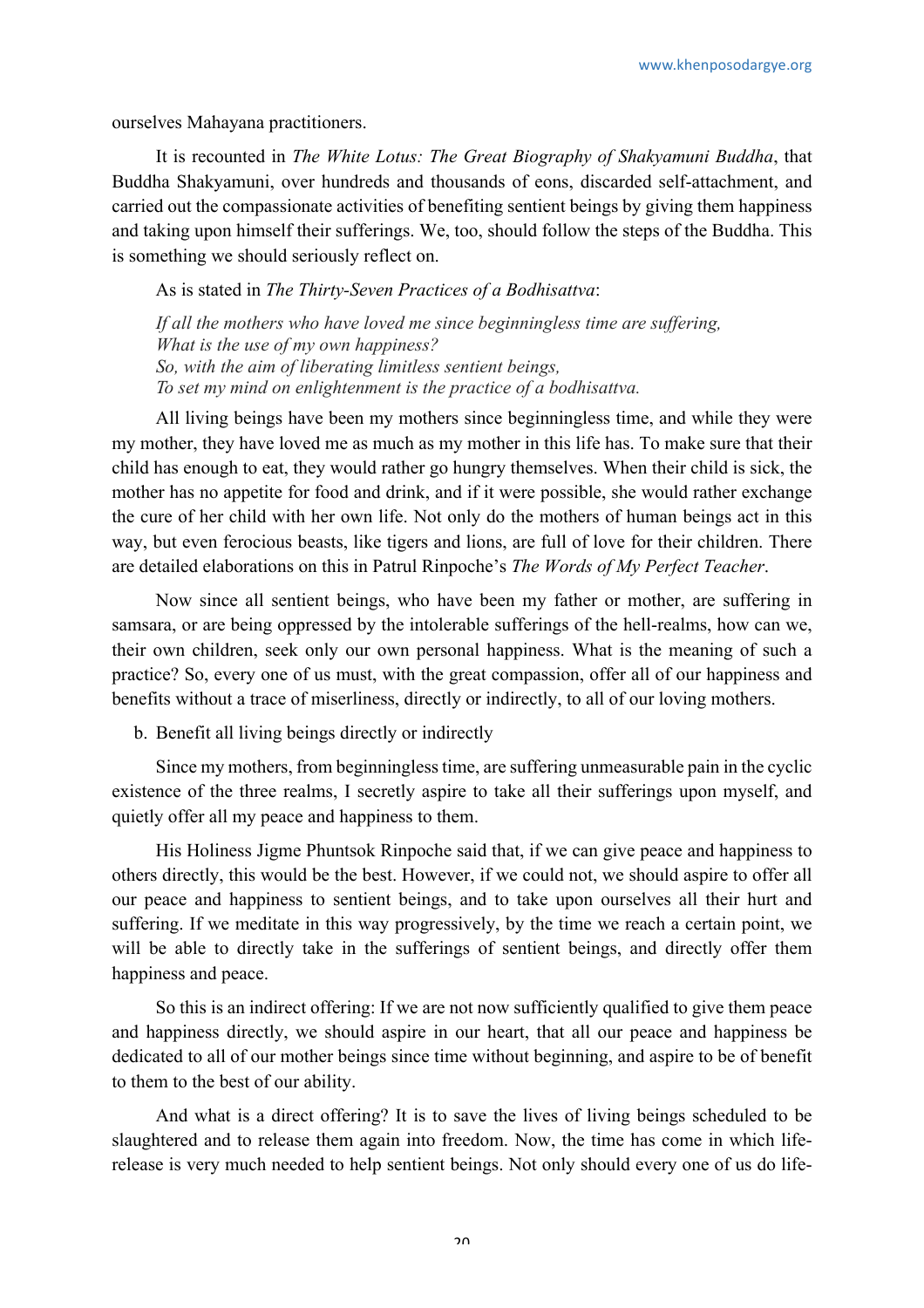ourselves Mahayana practitioners.

It is recounted in *The White Lotus: The Great Biography of Shakyamuni Buddha*, that Buddha Shakyamuni, over hundreds and thousands of eons, discarded self-attachment, and carried out the compassionate activities of benefiting sentient beings by giving them happiness and taking upon himself their sufferings. We, too, should follow the steps of the Buddha. This is something we should seriously reflect on.

As is stated in *The Thirty-Seven Practices of a Bodhisattva*:

*If all the mothers who have loved me since beginningless time are suffering,*
*What is the use of my own happiness?*
*So, with the aim of liberating limitless sentient beings,*
*To set my mind on enlightenment is the practice of a bodhisattva.*

All living beings have been my mothers since beginningless time, and while they were my mother, they have loved me as much as my mother in this life has. To make sure that their child has enough to eat, they would rather go hungry themselves. When their child is sick, the mother has no appetite for food and drink, and if it were possible, she would rather exchange the cure of her child with her own life. Not only do the mothers of human beings act in this way, but even ferocious beasts, like tigers and lions, are full of love for their children. There are detailed elaborations on this in Patrul Rinpoche's *The Words of My Perfect Teacher*.

Now since all sentient beings, who have been my father or mother, are suffering in samsara, or are being oppressed by the intolerable sufferings of the hell-realms, how can we, their own children, seek only our own personal happiness. What is the meaning of such a practice? So, every one of us must, with the great compassion, offer all of our happiness and benefits without a trace of miserliness, directly or indirectly, to all of our loving mothers.

b. Benefit all living beings directly or indirectly

Since my mothers, from beginningless time, are suffering unmeasurable pain in the cyclic existence of the three realms, I secretly aspire to take all their sufferings upon myself, and quietly offer all my peace and happiness to them.

His Holiness Jigme Phuntsok Rinpoche said that, if we can give peace and happiness to others directly, this would be the best. However, if we could not, we should aspire to offer all our peace and happiness to sentient beings, and to take upon ourselves all their hurt and suffering. If we meditate in this way progressively, by the time we reach a certain point, we will be able to directly take in the sufferings of sentient beings, and directly offer them happiness and peace.

So this is an indirect offering: If we are not now sufficiently qualified to give them peace and happiness directly, we should aspire in our heart, that all our peace and happiness be dedicated to all of our mother beings since time without beginning, and aspire to be of benefit to them to the best of our ability.

And what is a direct offering? It is to save the lives of living beings scheduled to be slaughtered and to release them again into freedom. Now, the time has come in which life-release is very much needed to help sentient beings. Not only should every one of us do life-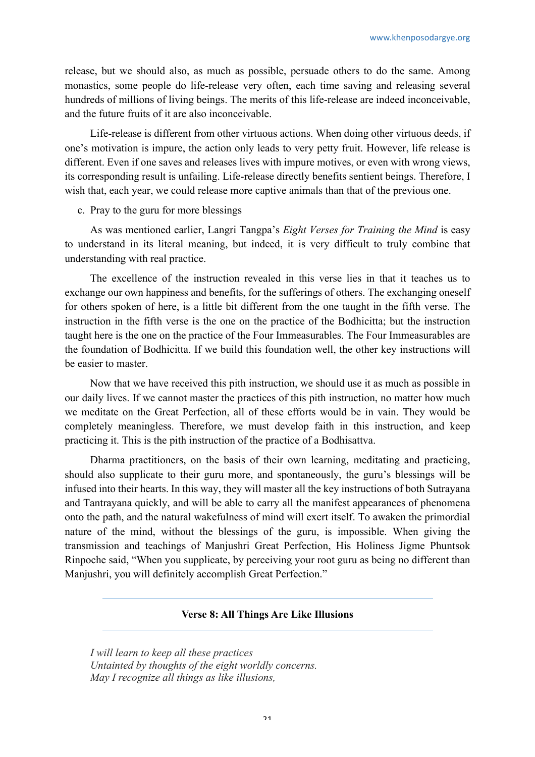release, but we should also, as much as possible, persuade others to do the same. Among monastics, some people do life-release very often, each time saving and releasing several hundreds of millions of living beings. The merits of this life-release are indeed inconceivable, and the future fruits of it are also inconceivable.

Life-release is different from other virtuous actions. When doing other virtuous deeds, if one's motivation is impure, the action only leads to very petty fruit. However, life release is different. Even if one saves and releases lives with impure motives, or even with wrong views, its corresponding result is unfailing. Life-release directly benefits sentient beings. Therefore, I wish that, each year, we could release more captive animals than that of the previous one.

c. Pray to the guru for more blessings

As was mentioned earlier, Langri Tangpa's *Eight Verses for Training the Mind* is easy to understand in its literal meaning, but indeed, it is very difficult to truly combine that understanding with real practice.

The excellence of the instruction revealed in this verse lies in that it teaches us to exchange our own happiness and benefits, for the sufferings of others. The exchanging oneself for others spoken of here, is a little bit different from the one taught in the fifth verse. The instruction in the fifth verse is the one on the practice of the Bodhicitta; but the instruction taught here is the one on the practice of the Four Immeasurables. The Four Immeasurables are the foundation of Bodhicitta. If we build this foundation well, the other key instructions will be easier to master.

Now that we have received this pith instruction, we should use it as much as possible in our daily lives. If we cannot master the practices of this pith instruction, no matter how much we meditate on the Great Perfection, all of these efforts would be in vain. They would be completely meaningless. Therefore, we must develop faith in this instruction, and keep practicing it. This is the pith instruction of the practice of a Bodhisattva.

Dharma practitioners, on the basis of their own learning, meditating and practicing, should also supplicate to their guru more, and spontaneously, the guru's blessings will be infused into their hearts. In this way, they will master all the key instructions of both Sutrayana and Tantrayana quickly, and will be able to carry all the manifest appearances of phenomena onto the path, and the natural wakefulness of mind will exert itself. To awaken the primordial nature of the mind, without the blessings of the guru, is impossible. When giving the transmission and teachings of Manjushri Great Perfection, His Holiness Jigme Phuntsok Rinpoche said, "When you supplicate, by perceiving your root guru as being no different than Manjushri, you will definitely accomplish Great Perfection."

## Verse 8: All Things Are Like Illusions

*I will learn to keep all these practices*
*Untainted by thoughts of the eight worldly concerns.*
*May I recognize all things as like illusions,*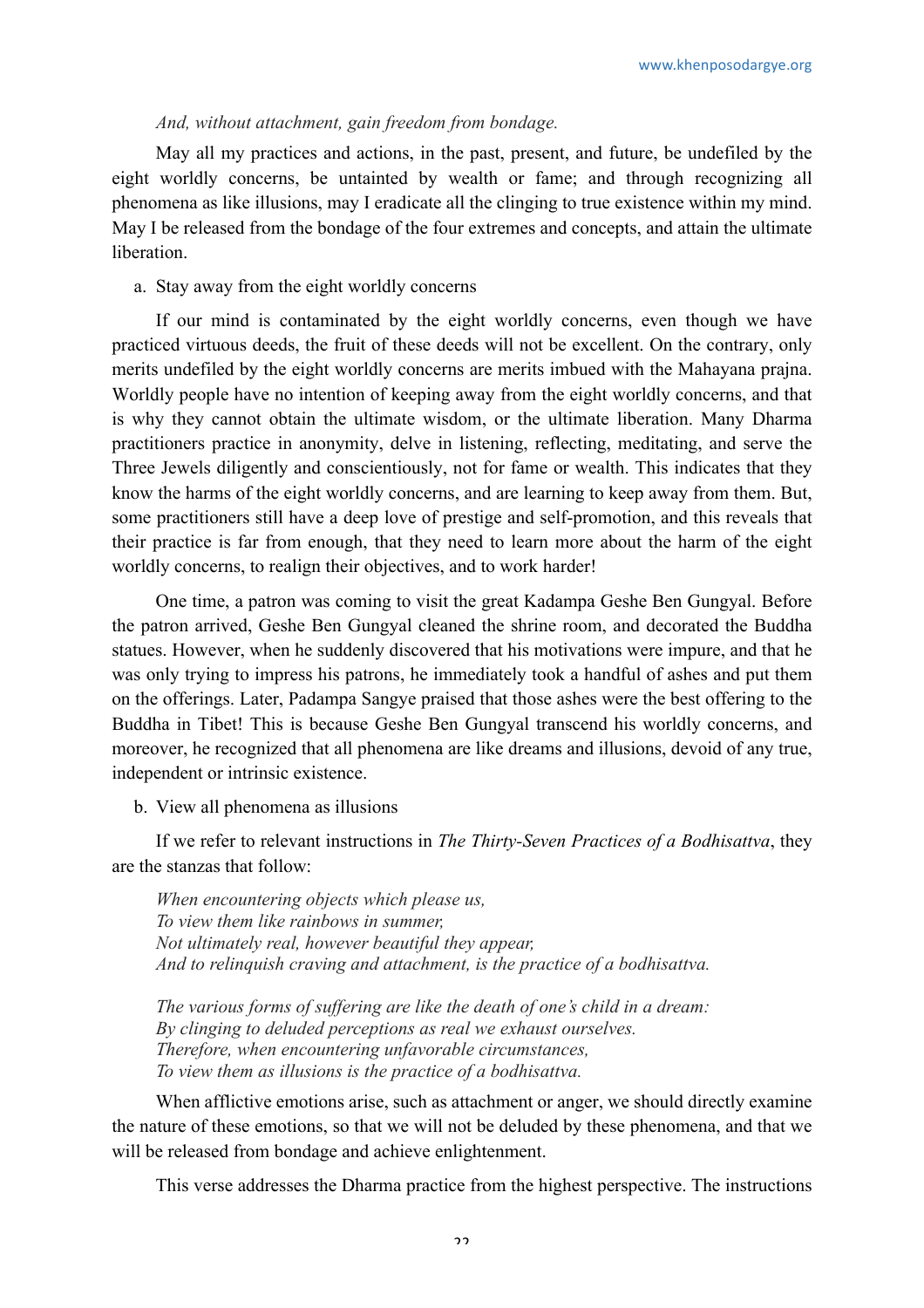*And, without attachment, gain freedom from bondage.*

May all my practices and actions, in the past, present, and future, be undefiled by the eight worldly concerns, be untainted by wealth or fame; and through recognizing all phenomena as like illusions, may I eradicate all the clinging to true existence within my mind. May I be released from the bondage of the four extremes and concepts, and attain the ultimate liberation.

a. Stay away from the eight worldly concerns

If our mind is contaminated by the eight worldly concerns, even though we have practiced virtuous deeds, the fruit of these deeds will not be excellent. On the contrary, only merits undefiled by the eight worldly concerns are merits imbued with the Mahayana prajna. Worldly people have no intention of keeping away from the eight worldly concerns, and that is why they cannot obtain the ultimate wisdom, or the ultimate liberation. Many Dharma practitioners practice in anonymity, delve in listening, reflecting, meditating, and serve the Three Jewels diligently and conscientiously, not for fame or wealth. This indicates that they know the harms of the eight worldly concerns, and are learning to keep away from them. But, some practitioners still have a deep love of prestige and self-promotion, and this reveals that their practice is far from enough, that they need to learn more about the harm of the eight worldly concerns, to realign their objectives, and to work harder!

One time, a patron was coming to visit the great Kadampa Geshe Ben Gungyal. Before the patron arrived, Geshe Ben Gungyal cleaned the shrine room, and decorated the Buddha statues. However, when he suddenly discovered that his motivations were impure, and that he was only trying to impress his patrons, he immediately took a handful of ashes and put them on the offerings. Later, Padampa Sangye praised that those ashes were the best offering to the Buddha in Tibet! This is because Geshe Ben Gungyal transcend his worldly concerns, and moreover, he recognized that all phenomena are like dreams and illusions, devoid of any true, independent or intrinsic existence.

b. View all phenomena as illusions

If we refer to relevant instructions in *The Thirty-Seven Practices of a Bodhisattva*, they are the stanzas that follow:

*When encountering objects which please us,*
*To view them like rainbows in summer,*
*Not ultimately real, however beautiful they appear,*
*And to relinquish craving and attachment, is the practice of a bodhisattva.*

*The various forms of suffering are like the death of one's child in a dream:*
*By clinging to deluded perceptions as real we exhaust ourselves.*
*Therefore, when encountering unfavorable circumstances,*
*To view them as illusions is the practice of a bodhisattva.*

When afflictive emotions arise, such as attachment or anger, we should directly examine the nature of these emotions, so that we will not be deluded by these phenomena, and that we will be released from bondage and achieve enlightenment.

This verse addresses the Dharma practice from the highest perspective. The instructions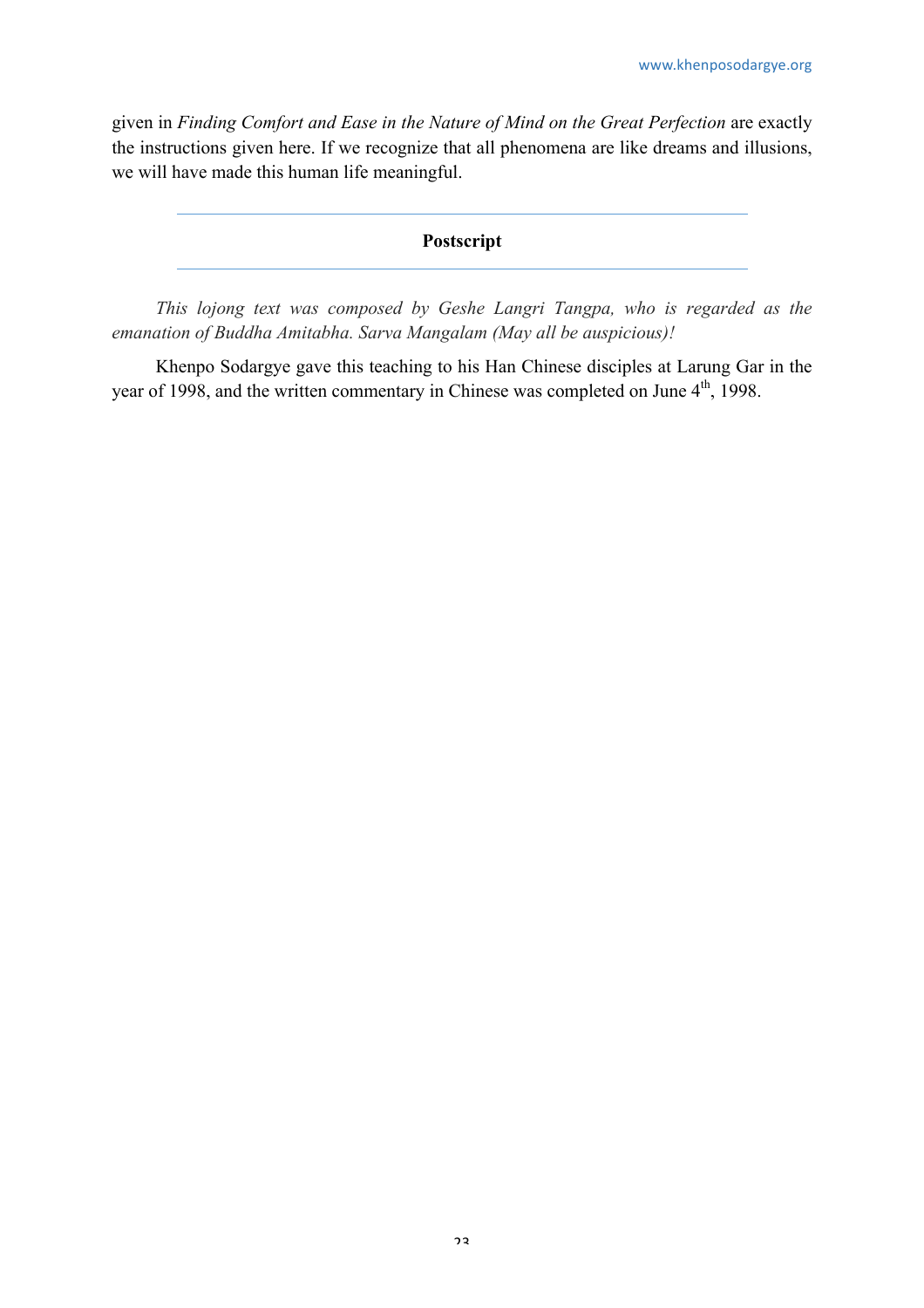given in *Finding Comfort and Ease in the Nature of Mind on the Great Perfection* are exactly the instructions given here. If we recognize that all phenomena are like dreams and illusions, we will have made this human life meaningful.

## Postscript

*This lojong text was composed by Geshe Langri Tangpa, who is regarded as the emanation of Buddha Amitabha. Sarva Mangalam (May all be auspicious)!*

Khenpo Sodargye gave this teaching to his Han Chinese disciples at Larung Gar in the year of 1998, and the written commentary in Chinese was completed on June 4th, 1998.